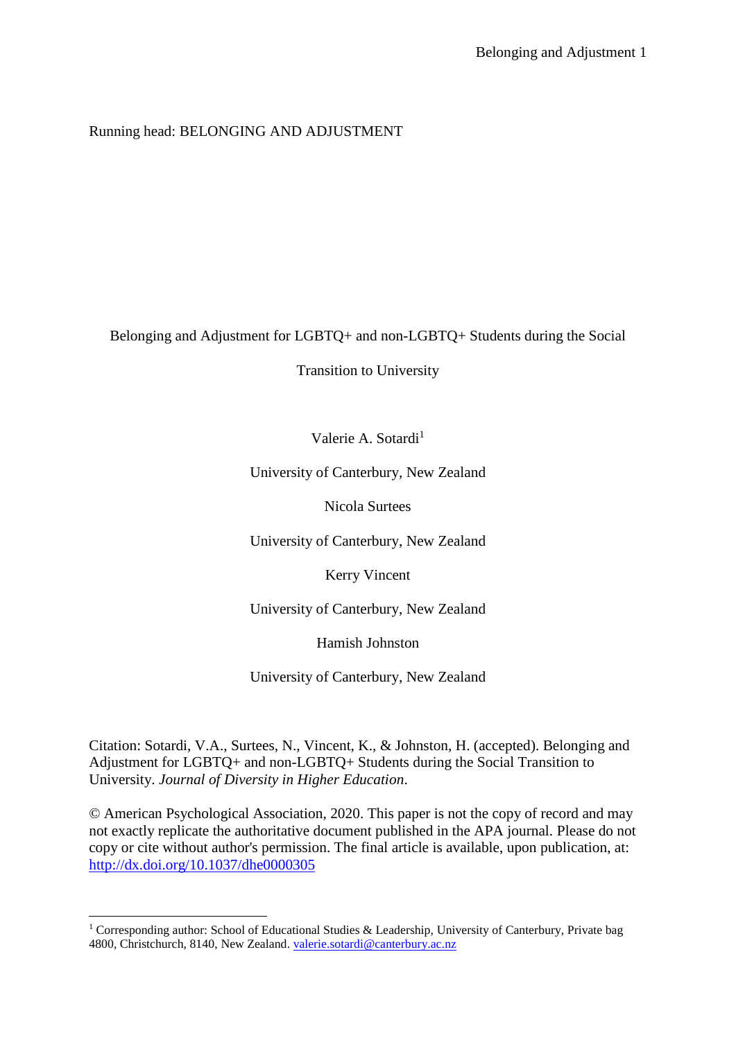Running head: BELONGING AND ADJUSTMENT

# Belonging and Adjustment for LGBTQ+ and non-LGBTQ+ Students during the Social Transition to University

Valerie A. Sotardi[1]

University of Canterbury, New Zealand

Nicola Surtees

University of Canterbury, New Zealand

Kerry Vincent

University of Canterbury, New Zealand

Hamish Johnston

University of Canterbury, New Zealand

Citation: Sotardi, V.A., Surtees, N., Vincent, K., & Johnston, H. (accepted). Belonging and Adjustment for LGBTQ+ and non-LGBTQ+ Students during the Social Transition to University. *Journal of Diversity in Higher Education*.

© American Psychological Association, 2020. This paper is not the copy of record and may not exactly replicate the authoritative document published in the APA journal. Please do not copy or cite without author's permission. The final article is available, upon publication, at: http://dx.doi.org/10.1037/dhe0000305

[1] Corresponding author: School of Educational Studies & Leadership, University of Canterbury, Private bag 4800, Christchurch, 8140, New Zealand. valerie.sotardi@canterbury.ac.nz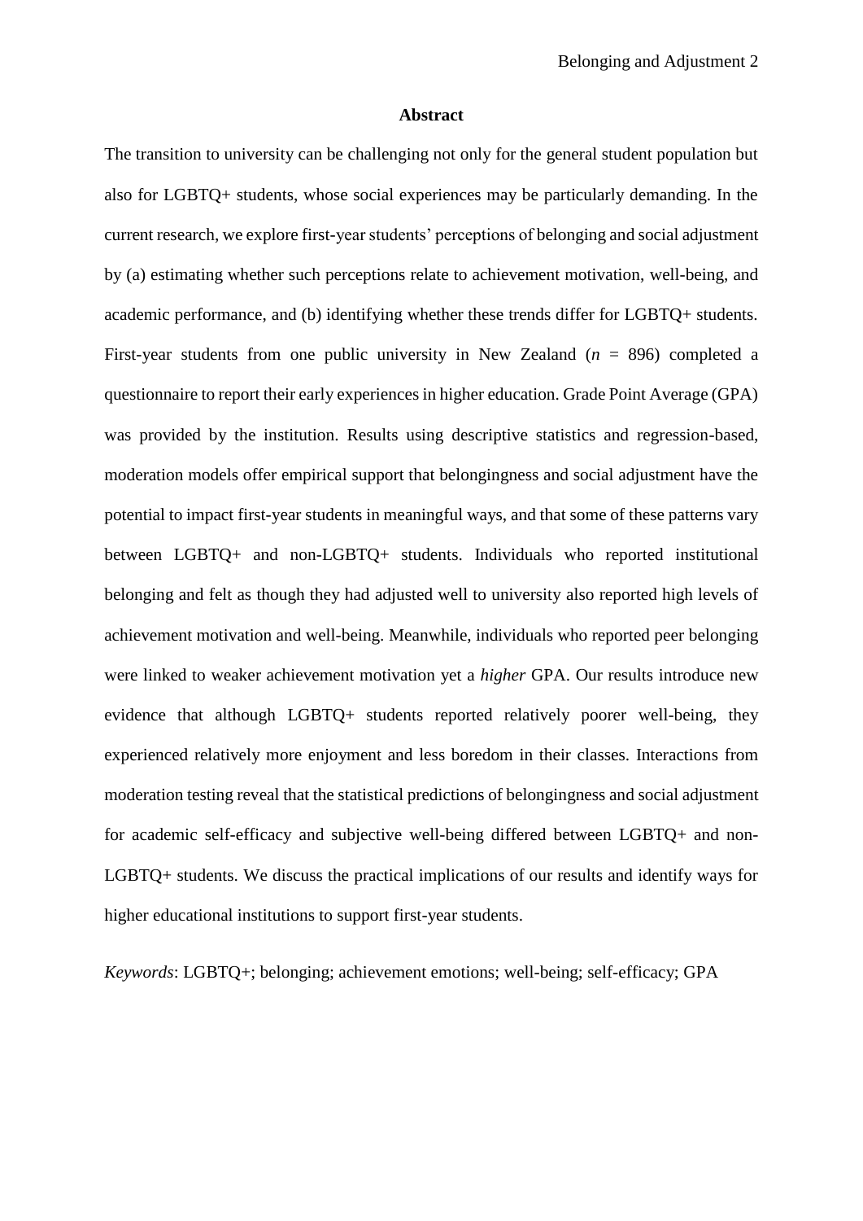## Abstract

The transition to university can be challenging not only for the general student population but also for LGBTQ+ students, whose social experiences may be particularly demanding. In the current research, we explore first-year students' perceptions of belonging and social adjustment by (a) estimating whether such perceptions relate to achievement motivation, well-being, and academic performance, and (b) identifying whether these trends differ for LGBTQ+ students. First-year students from one public university in New Zealand ($n$ = 896) completed a questionnaire to report their early experiences in higher education. Grade Point Average (GPA) was provided by the institution. Results using descriptive statistics and regression-based, moderation models offer empirical support that belongingness and social adjustment have the potential to impact first-year students in meaningful ways, and that some of these patterns vary between LGBTQ+ and non-LGBTQ+ students. Individuals who reported institutional belonging and felt as though they had adjusted well to university also reported high levels of achievement motivation and well-being. Meanwhile, individuals who reported peer belonging were linked to weaker achievement motivation yet a *higher* GPA. Our results introduce new evidence that although LGBTQ+ students reported relatively poorer well-being, they experienced relatively more enjoyment and less boredom in their classes. Interactions from moderation testing reveal that the statistical predictions of belongingness and social adjustment for academic self-efficacy and subjective well-being differed between LGBTQ+ and non-LGBTQ+ students. We discuss the practical implications of our results and identify ways for higher educational institutions to support first-year students.

*Keywords*: LGBTQ+; belonging; achievement emotions; well-being; self-efficacy; GPA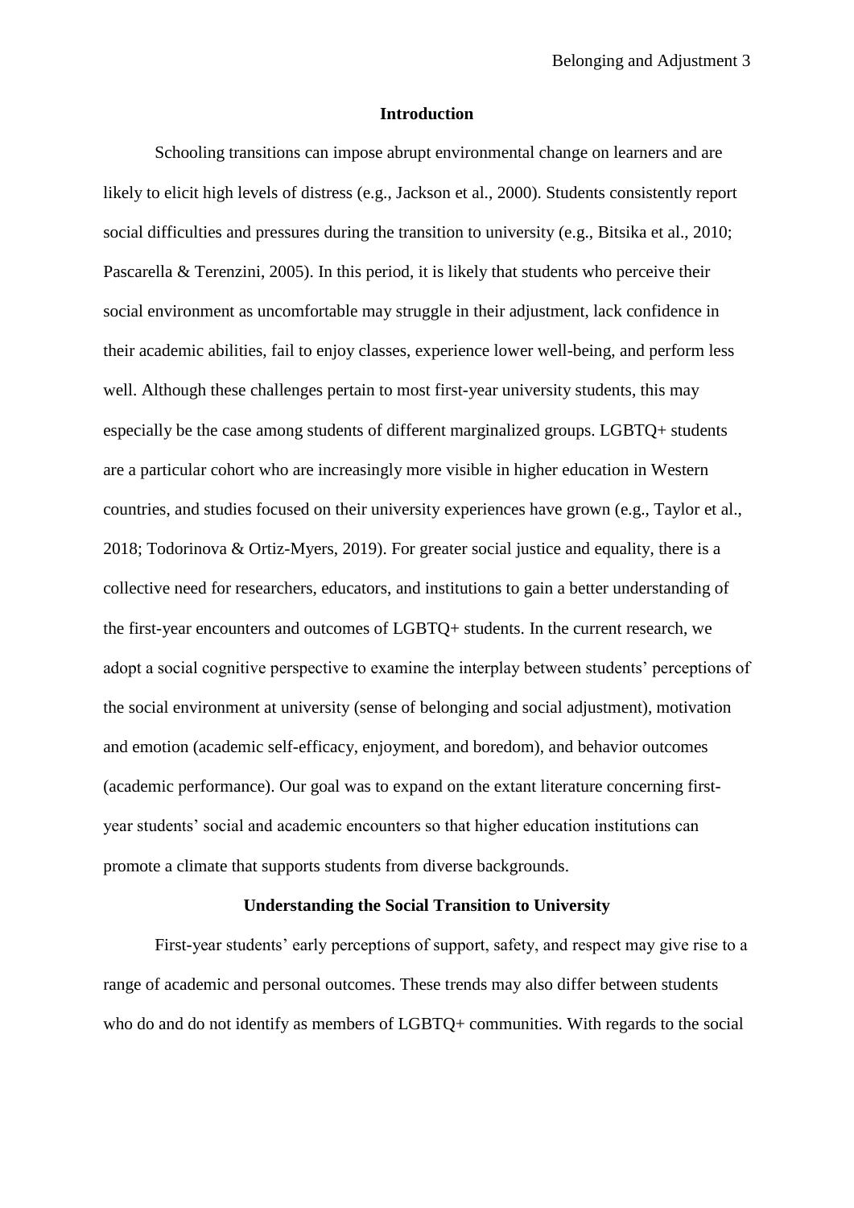# Introduction

Schooling transitions can impose abrupt environmental change on learners and are likely to elicit high levels of distress (e.g., Jackson et al., 2000). Students consistently report social difficulties and pressures during the transition to university (e.g., Bitsika et al., 2010; Pascarella & Terenzini, 2005). In this period, it is likely that students who perceive their social environment as uncomfortable may struggle in their adjustment, lack confidence in their academic abilities, fail to enjoy classes, experience lower well-being, and perform less well. Although these challenges pertain to most first-year university students, this may especially be the case among students of different marginalized groups. LGBTQ+ students are a particular cohort who are increasingly more visible in higher education in Western countries, and studies focused on their university experiences have grown (e.g., Taylor et al., 2018; Todorinova & Ortiz-Myers, 2019). For greater social justice and equality, there is a collective need for researchers, educators, and institutions to gain a better understanding of the first-year encounters and outcomes of LGBTQ+ students. In the current research, we adopt a social cognitive perspective to examine the interplay between students' perceptions of the social environment at university (sense of belonging and social adjustment), motivation and emotion (academic self-efficacy, enjoyment, and boredom), and behavior outcomes (academic performance). Our goal was to expand on the extant literature concerning first-year students' social and academic encounters so that higher education institutions can promote a climate that supports students from diverse backgrounds.

## Understanding the Social Transition to University

First-year students' early perceptions of support, safety, and respect may give rise to a range of academic and personal outcomes. These trends may also differ between students who do and do not identify as members of LGBTQ+ communities. With regards to the social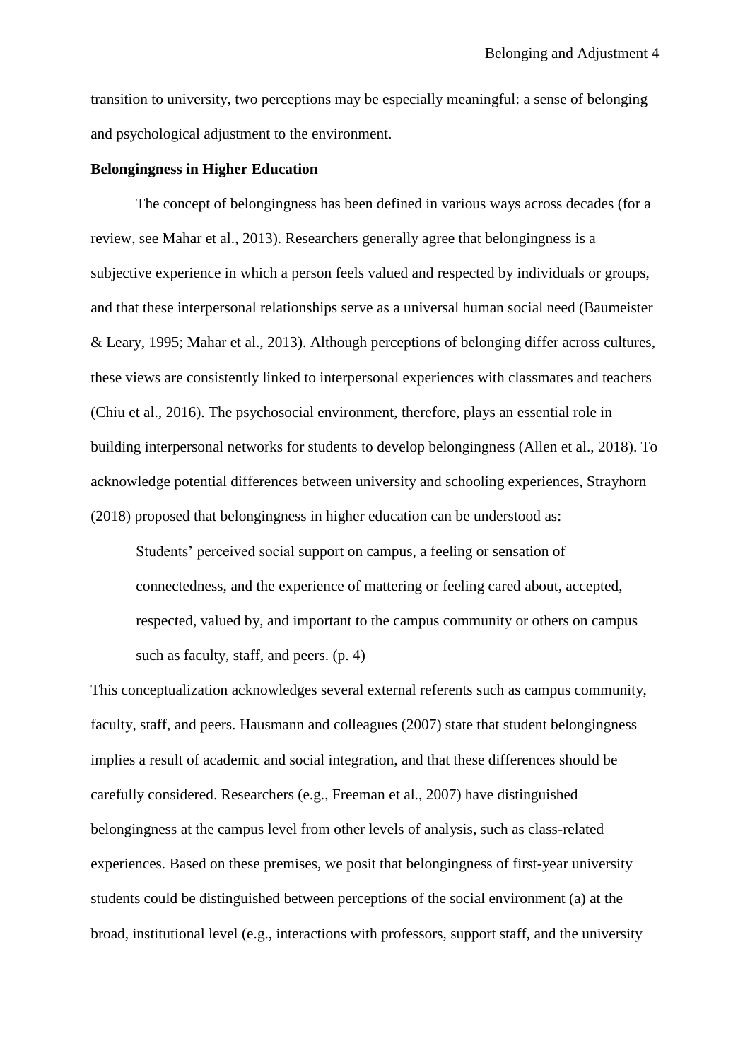transition to university, two perceptions may be especially meaningful: a sense of belonging and psychological adjustment to the environment.

**Belongingness in Higher Education**

The concept of belongingness has been defined in various ways across decades (for a review, see Mahar et al., 2013). Researchers generally agree that belongingness is a subjective experience in which a person feels valued and respected by individuals or groups, and that these interpersonal relationships serve as a universal human social need (Baumeister & Leary, 1995; Mahar et al., 2013). Although perceptions of belonging differ across cultures, these views are consistently linked to interpersonal experiences with classmates and teachers (Chiu et al., 2016). The psychosocial environment, therefore, plays an essential role in building interpersonal networks for students to develop belongingness (Allen et al., 2018). To acknowledge potential differences between university and schooling experiences, Strayhorn (2018) proposed that belongingness in higher education can be understood as:

> Students' perceived social support on campus, a feeling or sensation of connectedness, and the experience of mattering or feeling cared about, accepted, respected, valued by, and important to the campus community or others on campus such as faculty, staff, and peers. (p. 4)

This conceptualization acknowledges several external referents such as campus community, faculty, staff, and peers. Hausmann and colleagues (2007) state that student belongingness implies a result of academic and social integration, and that these differences should be carefully considered. Researchers (e.g., Freeman et al., 2007) have distinguished belongingness at the campus level from other levels of analysis, such as class-related experiences. Based on these premises, we posit that belongingness of first-year university students could be distinguished between perceptions of the social environment (a) at the broad, institutional level (e.g., interactions with professors, support staff, and the university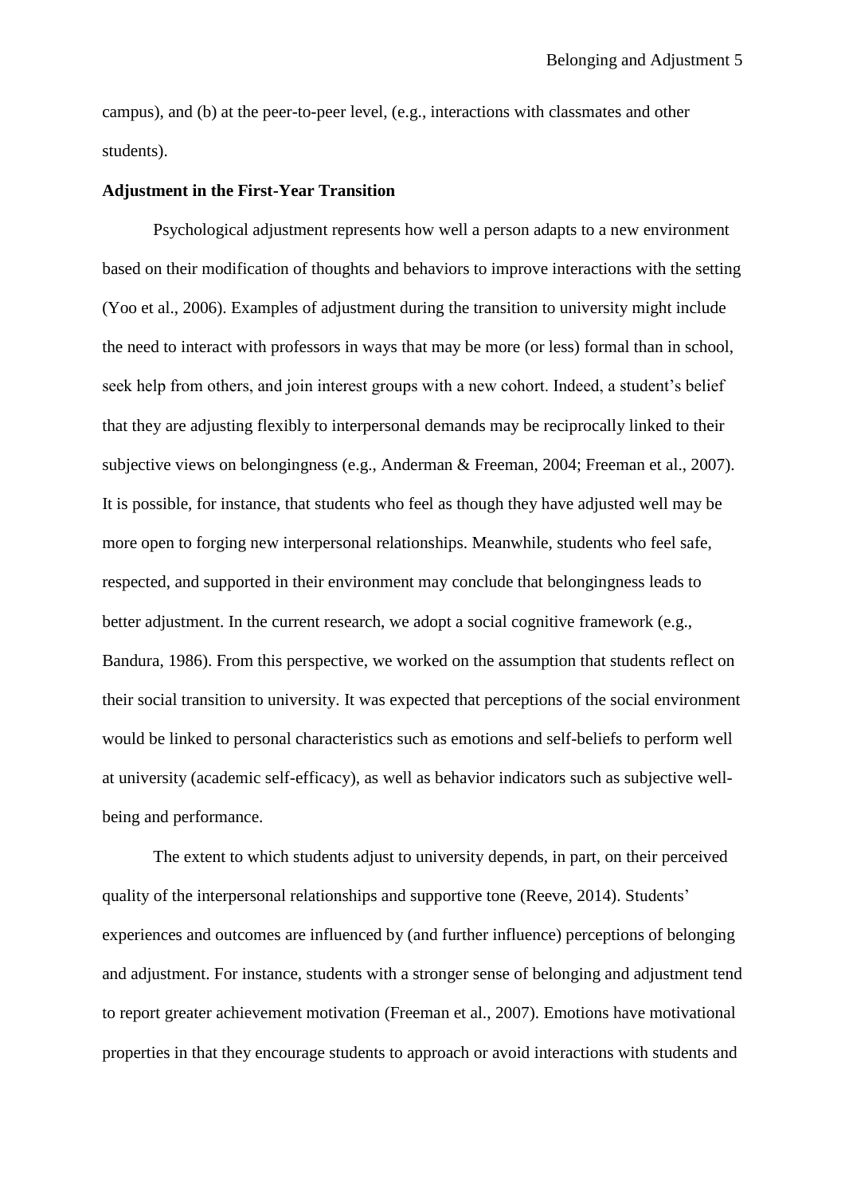campus), and (b) at the peer-to-peer level, (e.g., interactions with classmates and other students).

**Adjustment in the First-Year Transition**

Psychological adjustment represents how well a person adapts to a new environment based on their modification of thoughts and behaviors to improve interactions with the setting (Yoo et al., 2006). Examples of adjustment during the transition to university might include the need to interact with professors in ways that may be more (or less) formal than in school, seek help from others, and join interest groups with a new cohort. Indeed, a student's belief that they are adjusting flexibly to interpersonal demands may be reciprocally linked to their subjective views on belongingness (e.g., Anderman & Freeman, 2004; Freeman et al., 2007). It is possible, for instance, that students who feel as though they have adjusted well may be more open to forging new interpersonal relationships. Meanwhile, students who feel safe, respected, and supported in their environment may conclude that belongingness leads to better adjustment. In the current research, we adopt a social cognitive framework (e.g., Bandura, 1986). From this perspective, we worked on the assumption that students reflect on their social transition to university. It was expected that perceptions of the social environment would be linked to personal characteristics such as emotions and self-beliefs to perform well at university (academic self-efficacy), as well as behavior indicators such as subjective well-being and performance.

The extent to which students adjust to university depends, in part, on their perceived quality of the interpersonal relationships and supportive tone (Reeve, 2014). Students' experiences and outcomes are influenced by (and further influence) perceptions of belonging and adjustment. For instance, students with a stronger sense of belonging and adjustment tend to report greater achievement motivation (Freeman et al., 2007). Emotions have motivational properties in that they encourage students to approach or avoid interactions with students and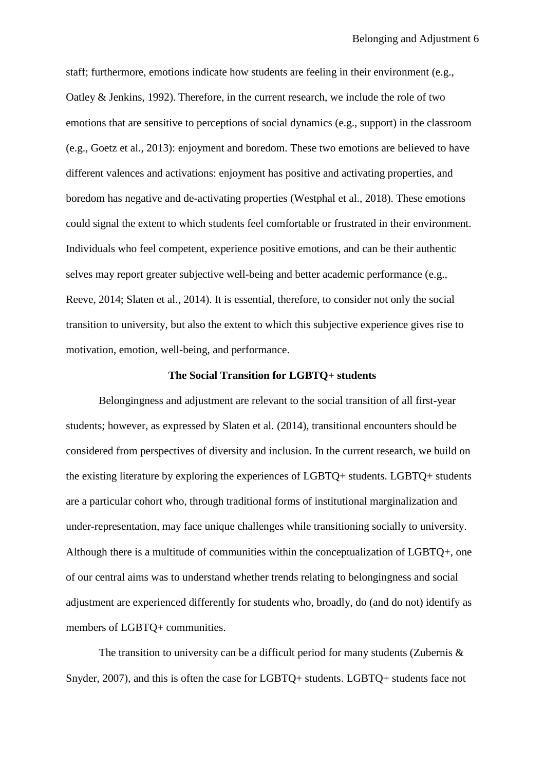staff; furthermore, emotions indicate how students are feeling in their environment (e.g., Oatley & Jenkins, 1992). Therefore, in the current research, we include the role of two emotions that are sensitive to perceptions of social dynamics (e.g., support) in the classroom (e.g., Goetz et al., 2013): enjoyment and boredom. These two emotions are believed to have different valences and activations: enjoyment has positive and activating properties, and boredom has negative and de-activating properties (Westphal et al., 2018). These emotions could signal the extent to which students feel comfortable or frustrated in their environment. Individuals who feel competent, experience positive emotions, and can be their authentic selves may report greater subjective well-being and better academic performance (e.g., Reeve, 2014; Slaten et al., 2014). It is essential, therefore, to consider not only the social transition to university, but also the extent to which this subjective experience gives rise to motivation, emotion, well-being, and performance.

## The Social Transition for LGBTQ+ students

Belongingness and adjustment are relevant to the social transition of all first-year students; however, as expressed by Slaten et al. (2014), transitional encounters should be considered from perspectives of diversity and inclusion. In the current research, we build on the existing literature by exploring the experiences of LGBTQ+ students. LGBTQ+ students are a particular cohort who, through traditional forms of institutional marginalization and under-representation, may face unique challenges while transitioning socially to university. Although there is a multitude of communities within the conceptualization of LGBTQ+, one of our central aims was to understand whether trends relating to belongingness and social adjustment are experienced differently for students who, broadly, do (and do not) identify as members of LGBTQ+ communities.

The transition to university can be a difficult period for many students (Zubernis & Snyder, 2007), and this is often the case for LGBTQ+ students. LGBTQ+ students face not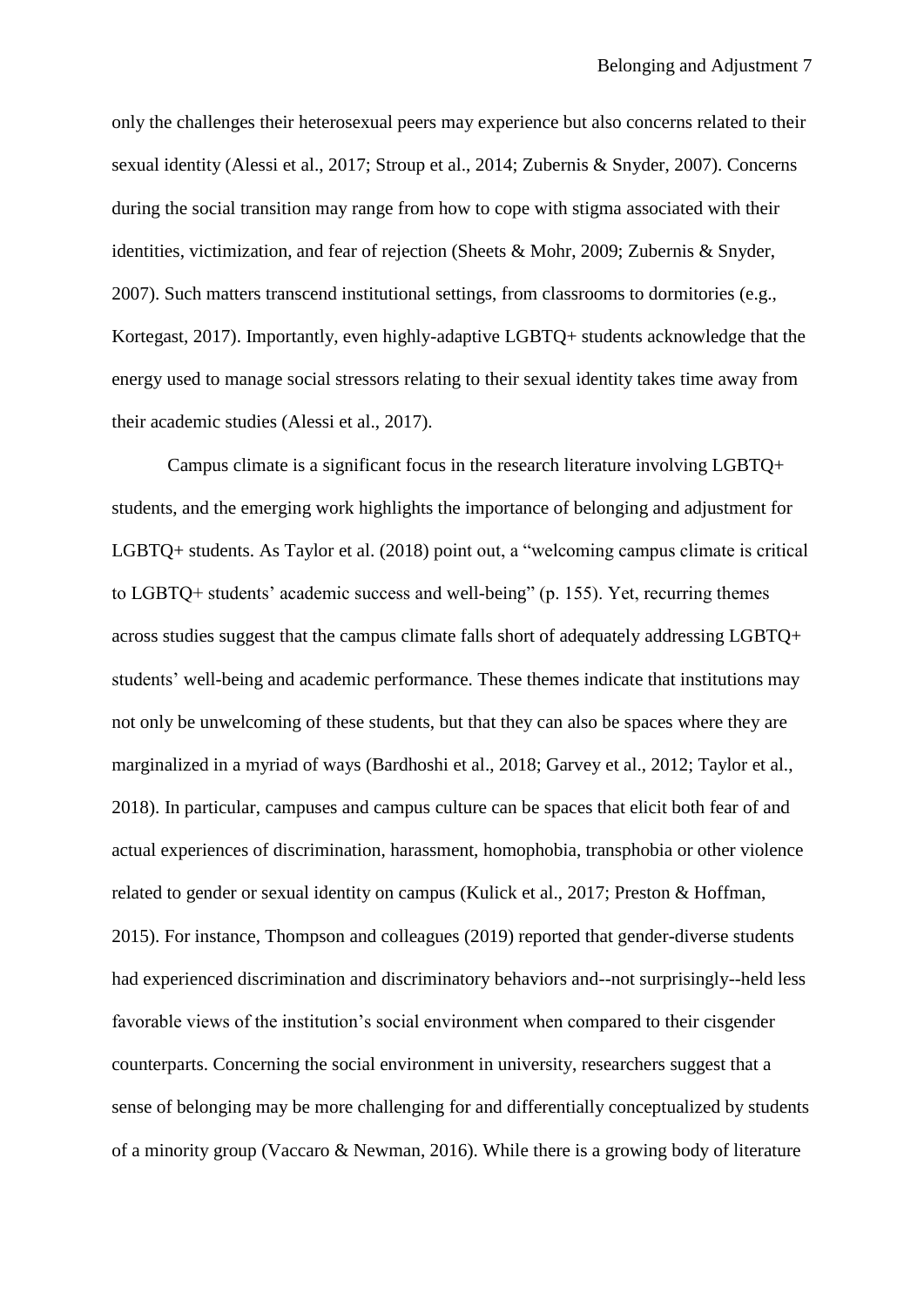only the challenges their heterosexual peers may experience but also concerns related to their sexual identity (Alessi et al., 2017; Stroup et al., 2014; Zubernis & Snyder, 2007). Concerns during the social transition may range from how to cope with stigma associated with their identities, victimization, and fear of rejection (Sheets & Mohr, 2009; Zubernis & Snyder, 2007). Such matters transcend institutional settings, from classrooms to dormitories (e.g., Kortegast, 2017). Importantly, even highly-adaptive LGBTQ+ students acknowledge that the energy used to manage social stressors relating to their sexual identity takes time away from their academic studies (Alessi et al., 2017).

Campus climate is a significant focus in the research literature involving LGBTQ+ students, and the emerging work highlights the importance of belonging and adjustment for LGBTQ+ students. As Taylor et al. (2018) point out, a "welcoming campus climate is critical to LGBTQ+ students' academic success and well-being" (p. 155). Yet, recurring themes across studies suggest that the campus climate falls short of adequately addressing LGBTQ+ students' well-being and academic performance. These themes indicate that institutions may not only be unwelcoming of these students, but that they can also be spaces where they are marginalized in a myriad of ways (Bardhoshi et al., 2018; Garvey et al., 2012; Taylor et al., 2018). In particular, campuses and campus culture can be spaces that elicit both fear of and actual experiences of discrimination, harassment, homophobia, transphobia or other violence related to gender or sexual identity on campus (Kulick et al., 2017; Preston & Hoffman, 2015). For instance, Thompson and colleagues (2019) reported that gender-diverse students had experienced discrimination and discriminatory behaviors and--not surprisingly--held less favorable views of the institution's social environment when compared to their cisgender counterparts. Concerning the social environment in university, researchers suggest that a sense of belonging may be more challenging for and differentially conceptualized by students of a minority group (Vaccaro & Newman, 2016). While there is a growing body of literature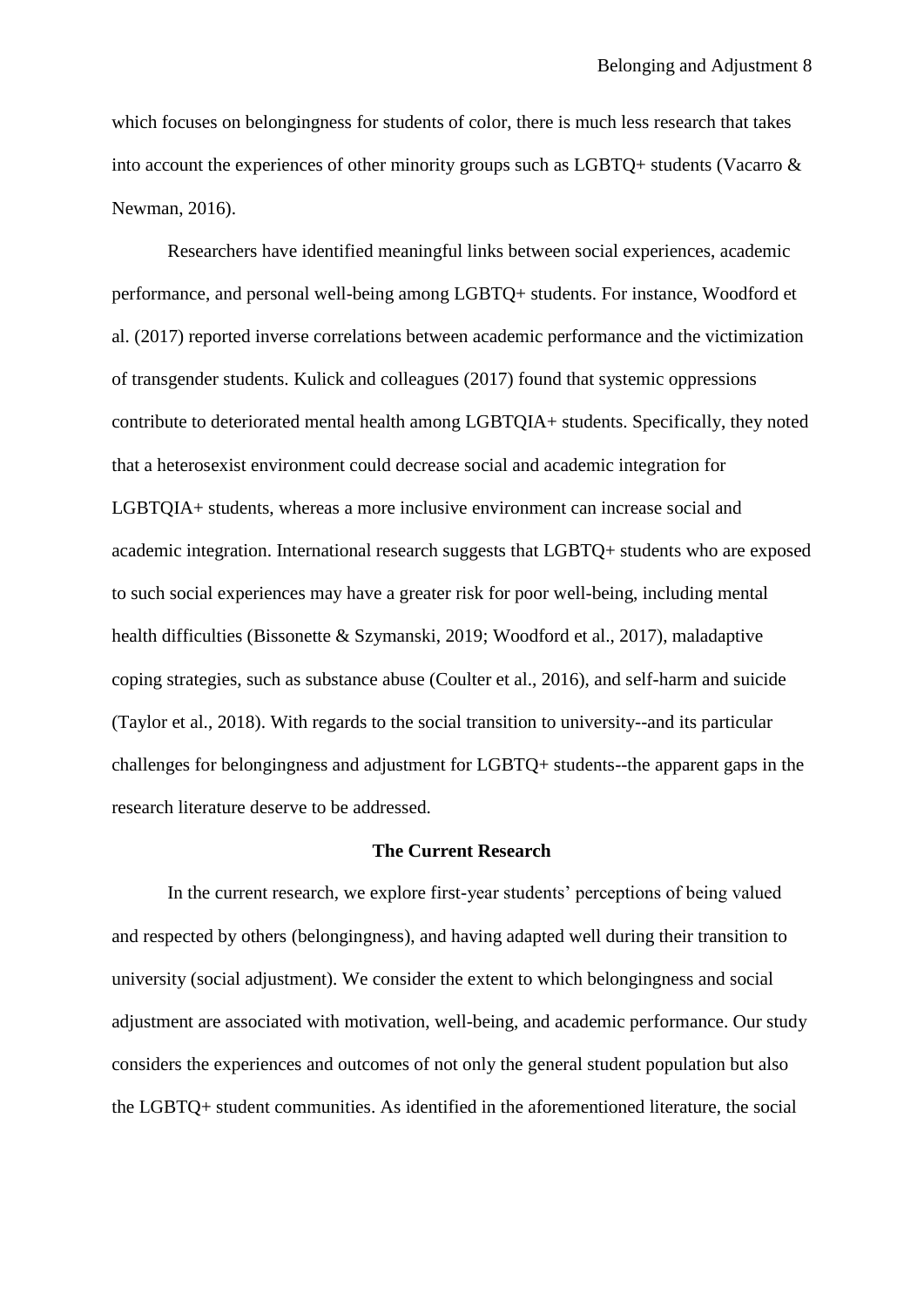which focuses on belongingness for students of color, there is much less research that takes into account the experiences of other minority groups such as LGBTQ+ students (Vacarro & Newman, 2016).

Researchers have identified meaningful links between social experiences, academic performance, and personal well-being among LGBTQ+ students. For instance, Woodford et al. (2017) reported inverse correlations between academic performance and the victimization of transgender students. Kulick and colleagues (2017) found that systemic oppressions contribute to deteriorated mental health among LGBTQIA+ students. Specifically, they noted that a heterosexist environment could decrease social and academic integration for LGBTQIA+ students, whereas a more inclusive environment can increase social and academic integration. International research suggests that LGBTQ+ students who are exposed to such social experiences may have a greater risk for poor well-being, including mental health difficulties (Bissonette & Szymanski, 2019; Woodford et al., 2017), maladaptive coping strategies, such as substance abuse (Coulter et al., 2016), and self-harm and suicide (Taylor et al., 2018). With regards to the social transition to university--and its particular challenges for belongingness and adjustment for LGBTQ+ students--the apparent gaps in the research literature deserve to be addressed.

## The Current Research

In the current research, we explore first-year students' perceptions of being valued and respected by others (belongingness), and having adapted well during their transition to university (social adjustment). We consider the extent to which belongingness and social adjustment are associated with motivation, well-being, and academic performance. Our study considers the experiences and outcomes of not only the general student population but also the LGBTQ+ student communities. As identified in the aforementioned literature, the social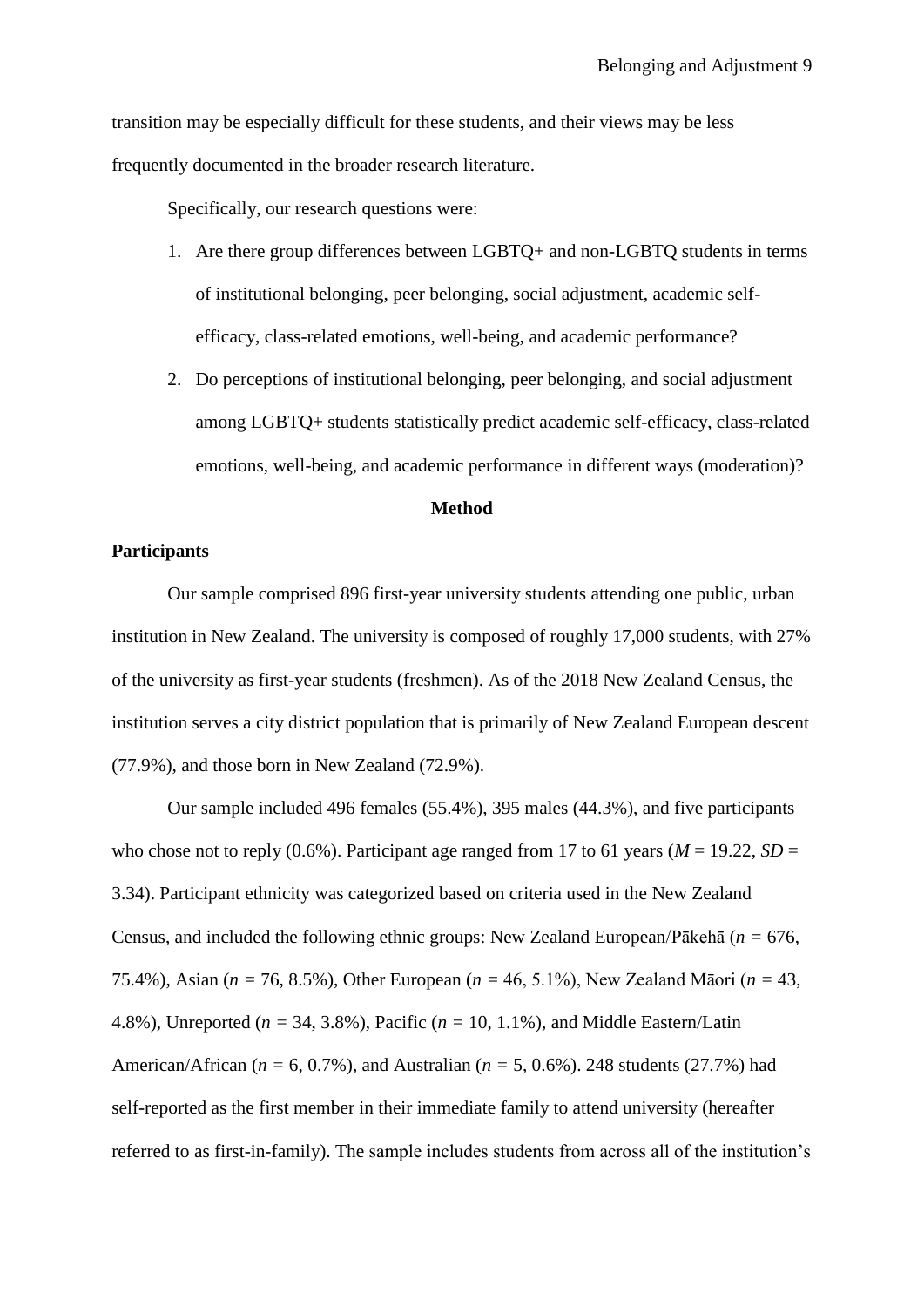transition may be especially difficult for these students, and their views may be less frequently documented in the broader research literature.

Specifically, our research questions were:

1. Are there group differences between LGBTQ+ and non-LGBTQ students in terms of institutional belonging, peer belonging, social adjustment, academic self-efficacy, class-related emotions, well-being, and academic performance?
2. Do perceptions of institutional belonging, peer belonging, and social adjustment among LGBTQ+ students statistically predict academic self-efficacy, class-related emotions, well-being, and academic performance in different ways (moderation)?

## Method

### Participants

Our sample comprised 896 first-year university students attending one public, urban institution in New Zealand. The university is composed of roughly 17,000 students, with 27% of the university as first-year students (freshmen). As of the 2018 New Zealand Census, the institution serves a city district population that is primarily of New Zealand European descent (77.9%), and those born in New Zealand (72.9%).

Our sample included 496 females (55.4%), 395 males (44.3%), and five participants who chose not to reply (0.6%). Participant age ranged from 17 to 61 years ($M$ = 19.22, $SD$ = 3.34). Participant ethnicity was categorized based on criteria used in the New Zealand Census, and included the following ethnic groups: New Zealand European/Pākehā ($n$ = 676, 75.4%), Asian ($n$ = 76, 8.5%), Other European ($n$ = 46, 5.1%), New Zealand Māori ($n$ = 43, 4.8%), Unreported ($n$ = 34, 3.8%), Pacific ($n$ = 10, 1.1%), and Middle Eastern/Latin American/African ($n$ = 6, 0.7%), and Australian ($n$ = 5, 0.6%). 248 students (27.7%) had self-reported as the first member in their immediate family to attend university (hereafter referred to as first-in-family). The sample includes students from across all of the institution's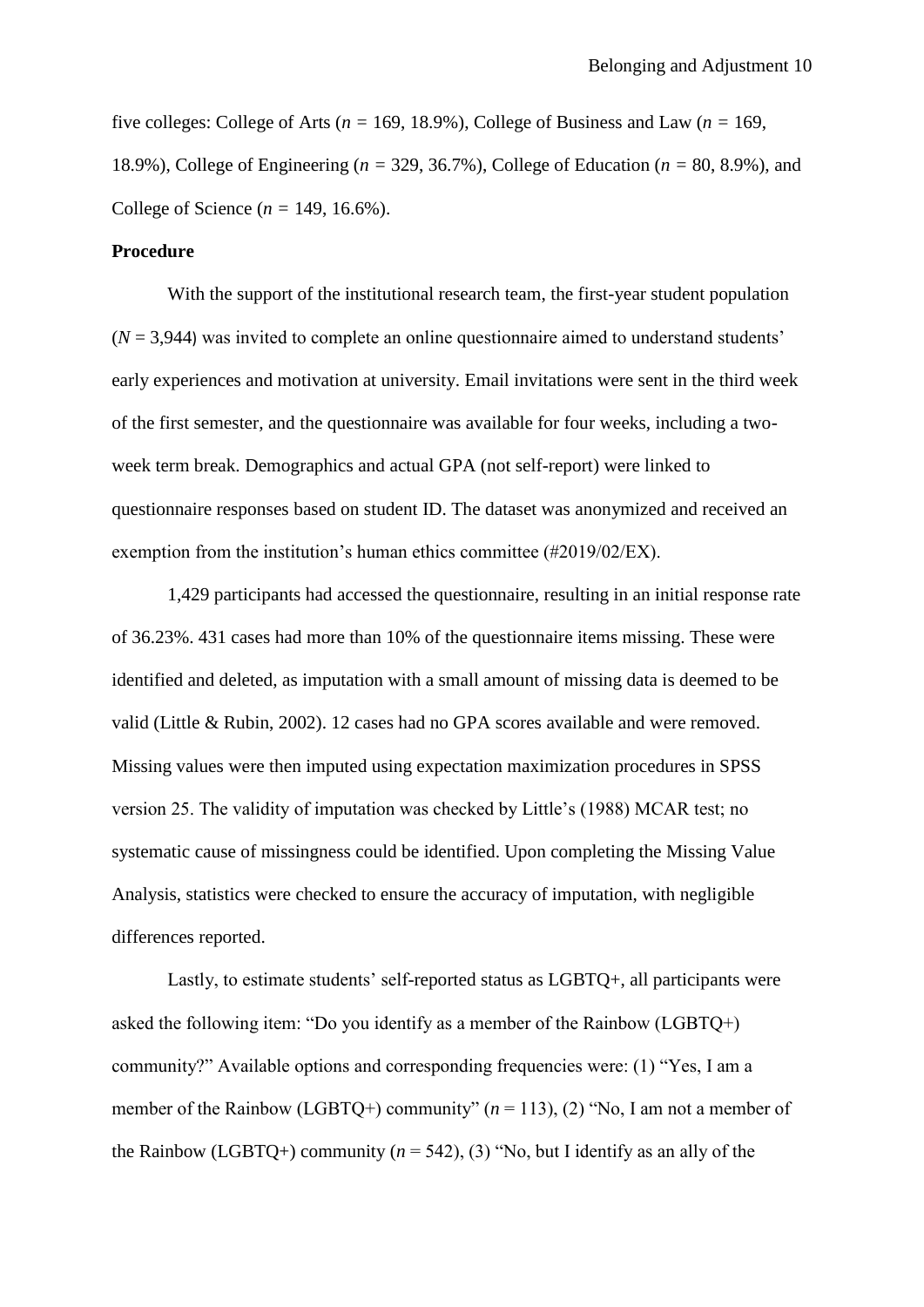five colleges: College of Arts ($n$ = 169, 18.9%), College of Business and Law ($n$ = 169, 18.9%), College of Engineering ($n$ = 329, 36.7%), College of Education ($n$ = 80, 8.9%), and College of Science ($n$ = 149, 16.6%).

**Procedure**

With the support of the institutional research team, the first-year student population ($N$ = 3,944) was invited to complete an online questionnaire aimed to understand students' early experiences and motivation at university. Email invitations were sent in the third week of the first semester, and the questionnaire was available for four weeks, including a two-week term break. Demographics and actual GPA (not self-report) were linked to questionnaire responses based on student ID. The dataset was anonymized and received an exemption from the institution's human ethics committee (#2019/02/EX).

1,429 participants had accessed the questionnaire, resulting in an initial response rate of 36.23%. 431 cases had more than 10% of the questionnaire items missing. These were identified and deleted, as imputation with a small amount of missing data is deemed to be valid (Little & Rubin, 2002). 12 cases had no GPA scores available and were removed. Missing values were then imputed using expectation maximization procedures in SPSS version 25. The validity of imputation was checked by Little's (1988) MCAR test; no systematic cause of missingness could be identified. Upon completing the Missing Value Analysis, statistics were checked to ensure the accuracy of imputation, with negligible differences reported.

Lastly, to estimate students' self-reported status as LGBTQ+, all participants were asked the following item: "Do you identify as a member of the Rainbow (LGBTQ+) community?" Available options and corresponding frequencies were: (1) "Yes, I am a member of the Rainbow (LGBTQ+) community" ($n$ = 113), (2) "No, I am not a member of the Rainbow (LGBTQ+) community ($n$ = 542), (3) "No, but I identify as an ally of the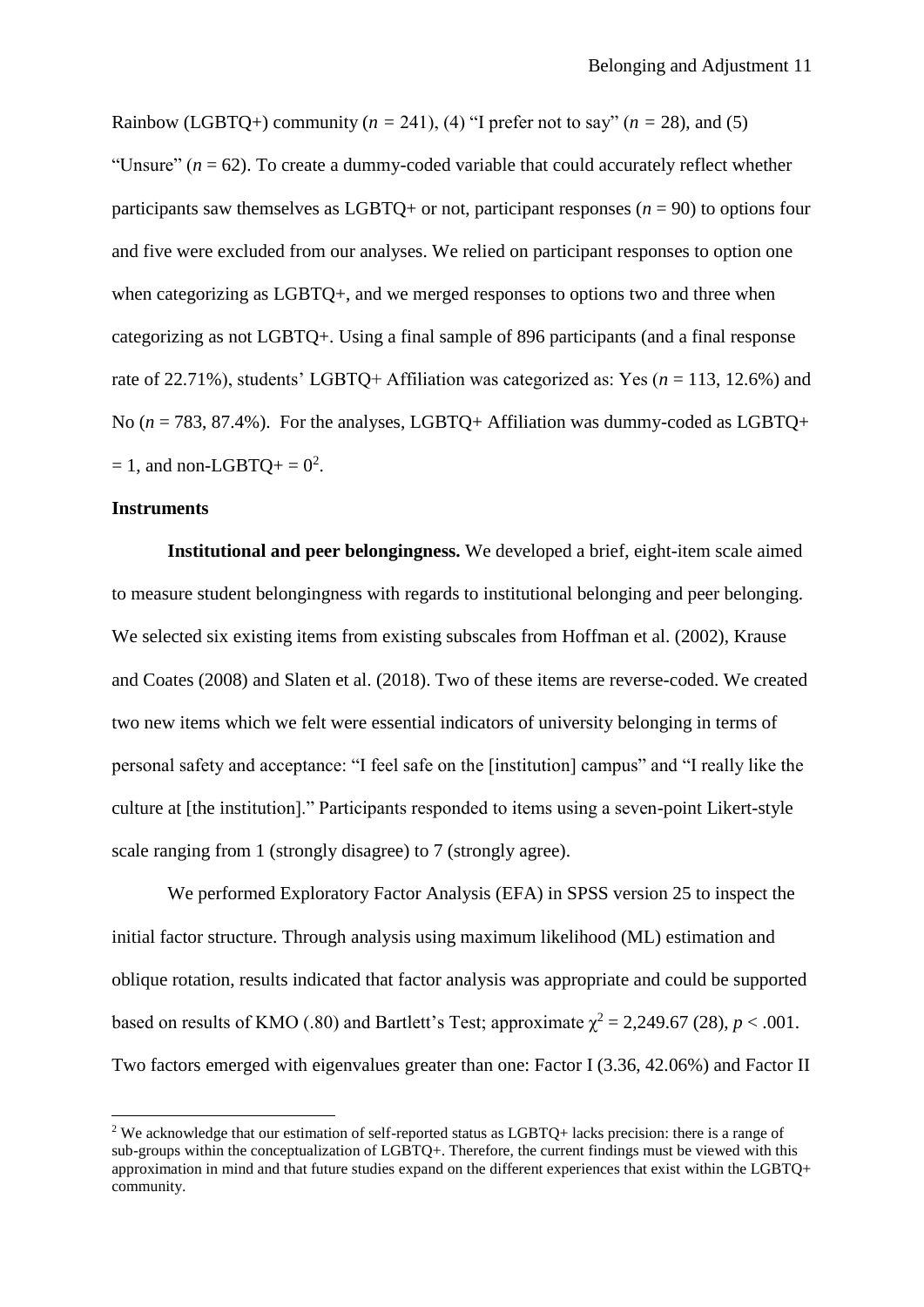Rainbow (LGBTQ+) community (*n* = 241), (4) "I prefer not to say" (*n* = 28), and (5) "Unsure" (*n* = 62). To create a dummy-coded variable that could accurately reflect whether participants saw themselves as LGBTQ+ or not, participant responses (*n* = 90) to options four and five were excluded from our analyses. We relied on participant responses to option one when categorizing as LGBTQ+, and we merged responses to options two and three when categorizing as not LGBTQ+. Using a final sample of 896 participants (and a final response rate of 22.71%), students' LGBTQ+ Affiliation was categorized as: Yes (*n* = 113, 12.6%) and No (*n* = 783, 87.4%). For the analyses, LGBTQ+ Affiliation was dummy-coded as LGBTQ+ = 1, and non-LGBTQ+ = 0[2].

**Instruments**

**Institutional and peer belongingness.** We developed a brief, eight-item scale aimed to measure student belongingness with regards to institutional belonging and peer belonging. We selected six existing items from existing subscales from Hoffman et al. (2002), Krause and Coates (2008) and Slaten et al. (2018). Two of these items are reverse-coded. We created two new items which we felt were essential indicators of university belonging in terms of personal safety and acceptance: "I feel safe on the [institution] campus" and "I really like the culture at [the institution]." Participants responded to items using a seven-point Likert-style scale ranging from 1 (strongly disagree) to 7 (strongly agree).

We performed Exploratory Factor Analysis (EFA) in SPSS version 25 to inspect the initial factor structure. Through analysis using maximum likelihood (ML) estimation and oblique rotation, results indicated that factor analysis was appropriate and could be supported based on results of KMO (.80) and Bartlett's Test; approximate $\chi^2$ = 2,249.67 (28), $p < .001$. Two factors emerged with eigenvalues greater than one: Factor I (3.36, 42.06%) and Factor II

[2] We acknowledge that our estimation of self-reported status as LGBTQ+ lacks precision: there is a range of sub-groups within the conceptualization of LGBTQ+. Therefore, the current findings must be viewed with this approximation in mind and that future studies expand on the different experiences that exist within the LGBTQ+ community.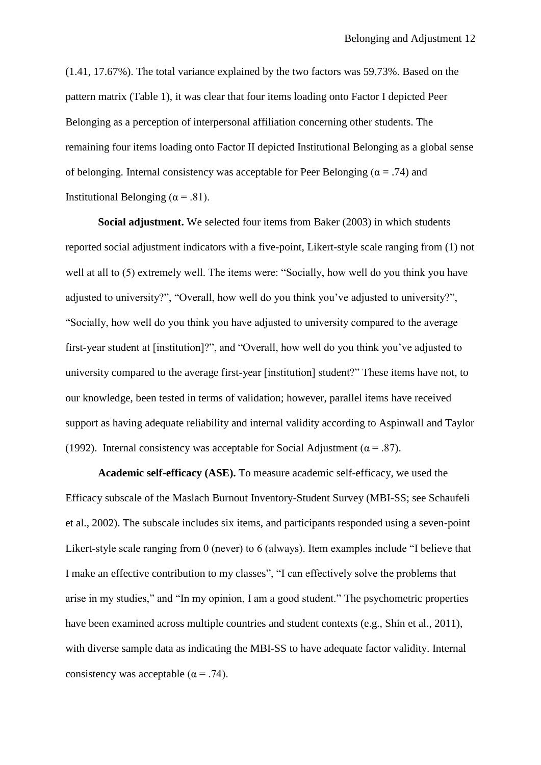(1.41, 17.67%). The total variance explained by the two factors was 59.73%. Based on the pattern matrix (Table 1), it was clear that four items loading onto Factor I depicted Peer Belonging as a perception of interpersonal affiliation concerning other students. The remaining four items loading onto Factor II depicted Institutional Belonging as a global sense of belonging. Internal consistency was acceptable for Peer Belonging ($\alpha = .74$) and Institutional Belonging ($\alpha = .81$).

**Social adjustment.** We selected four items from Baker (2003) in which students reported social adjustment indicators with a five-point, Likert-style scale ranging from (1) not well at all to (5) extremely well. The items were: "Socially, how well do you think you have adjusted to university?", "Overall, how well do you think you've adjusted to university?", "Socially, how well do you think you have adjusted to university compared to the average first-year student at [institution]?", and "Overall, how well do you think you've adjusted to university compared to the average first-year [institution] student?" These items have not, to our knowledge, been tested in terms of validation; however, parallel items have received support as having adequate reliability and internal validity according to Aspinwall and Taylor (1992). Internal consistency was acceptable for Social Adjustment ($\alpha = .87$).

**Academic self-efficacy (ASE).** To measure academic self-efficacy, we used the Efficacy subscale of the Maslach Burnout Inventory-Student Survey (MBI-SS; see Schaufeli et al., 2002). The subscale includes six items, and participants responded using a seven-point Likert-style scale ranging from 0 (never) to 6 (always). Item examples include "I believe that I make an effective contribution to my classes", "I can effectively solve the problems that arise in my studies," and "In my opinion, I am a good student." The psychometric properties have been examined across multiple countries and student contexts (e.g., Shin et al., 2011), with diverse sample data as indicating the MBI-SS to have adequate factor validity. Internal consistency was acceptable ($\alpha = .74$).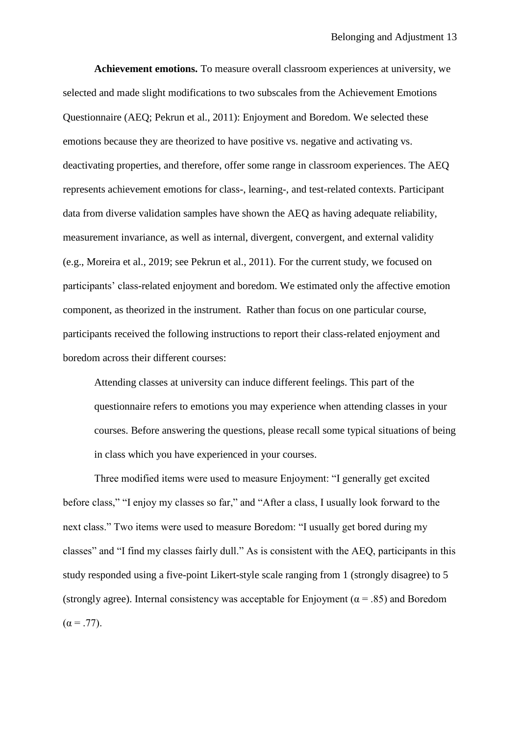**Achievement emotions.** To measure overall classroom experiences at university, we selected and made slight modifications to two subscales from the Achievement Emotions Questionnaire (AEQ; Pekrun et al., 2011): Enjoyment and Boredom. We selected these emotions because they are theorized to have positive vs. negative and activating vs. deactivating properties, and therefore, offer some range in classroom experiences. The AEQ represents achievement emotions for class-, learning-, and test-related contexts. Participant data from diverse validation samples have shown the AEQ as having adequate reliability, measurement invariance, as well as internal, divergent, convergent, and external validity (e.g., Moreira et al., 2019; see Pekrun et al., 2011). For the current study, we focused on participants' class-related enjoyment and boredom. We estimated only the affective emotion component, as theorized in the instrument. Rather than focus on one particular course, participants received the following instructions to report their class-related enjoyment and boredom across their different courses:

> Attending classes at university can induce different feelings. This part of the questionnaire refers to emotions you may experience when attending classes in your courses. Before answering the questions, please recall some typical situations of being in class which you have experienced in your courses.

Three modified items were used to measure Enjoyment: "I generally get excited before class," "I enjoy my classes so far," and "After a class, I usually look forward to the next class." Two items were used to measure Boredom: "I usually get bored during my classes" and "I find my classes fairly dull." As is consistent with the AEQ, participants in this study responded using a five-point Likert-style scale ranging from 1 (strongly disagree) to 5 (strongly agree). Internal consistency was acceptable for Enjoyment ($\alpha = .85$) and Boredom ($\alpha = .77$).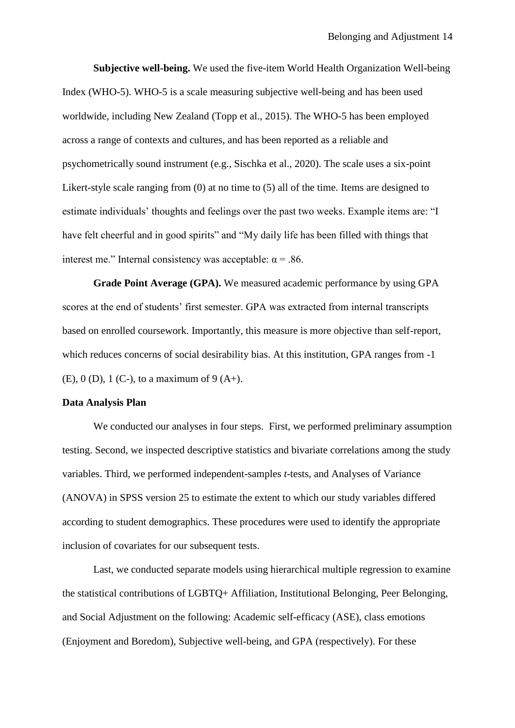**Subjective well-being.** We used the five-item World Health Organization Well-being Index (WHO-5). WHO-5 is a scale measuring subjective well-being and has been used worldwide, including New Zealand (Topp et al., 2015). The WHO-5 has been employed across a range of contexts and cultures, and has been reported as a reliable and psychometrically sound instrument (e.g., Sischka et al., 2020). The scale uses a six-point Likert-style scale ranging from (0) at no time to (5) all of the time. Items are designed to estimate individuals' thoughts and feelings over the past two weeks. Example items are: "I have felt cheerful and in good spirits" and "My daily life has been filled with things that interest me." Internal consistency was acceptable: $\alpha = .86$.

**Grade Point Average (GPA).** We measured academic performance by using GPA scores at the end of students' first semester. GPA was extracted from internal transcripts based on enrolled coursework. Importantly, this measure is more objective than self-report, which reduces concerns of social desirability bias. At this institution, GPA ranges from -1 (E), 0 (D), 1 (C-), to a maximum of 9 (A+).

## Data Analysis Plan

We conducted our analyses in four steps. First, we performed preliminary assumption testing. Second, we inspected descriptive statistics and bivariate correlations among the study variables. Third, we performed independent-samples *t*-tests, and Analyses of Variance (ANOVA) in SPSS version 25 to estimate the extent to which our study variables differed according to student demographics. These procedures were used to identify the appropriate inclusion of covariates for our subsequent tests.

Last, we conducted separate models using hierarchical multiple regression to examine the statistical contributions of LGBTQ+ Affiliation, Institutional Belonging, Peer Belonging, and Social Adjustment on the following: Academic self-efficacy (ASE), class emotions (Enjoyment and Boredom), Subjective well-being, and GPA (respectively). For these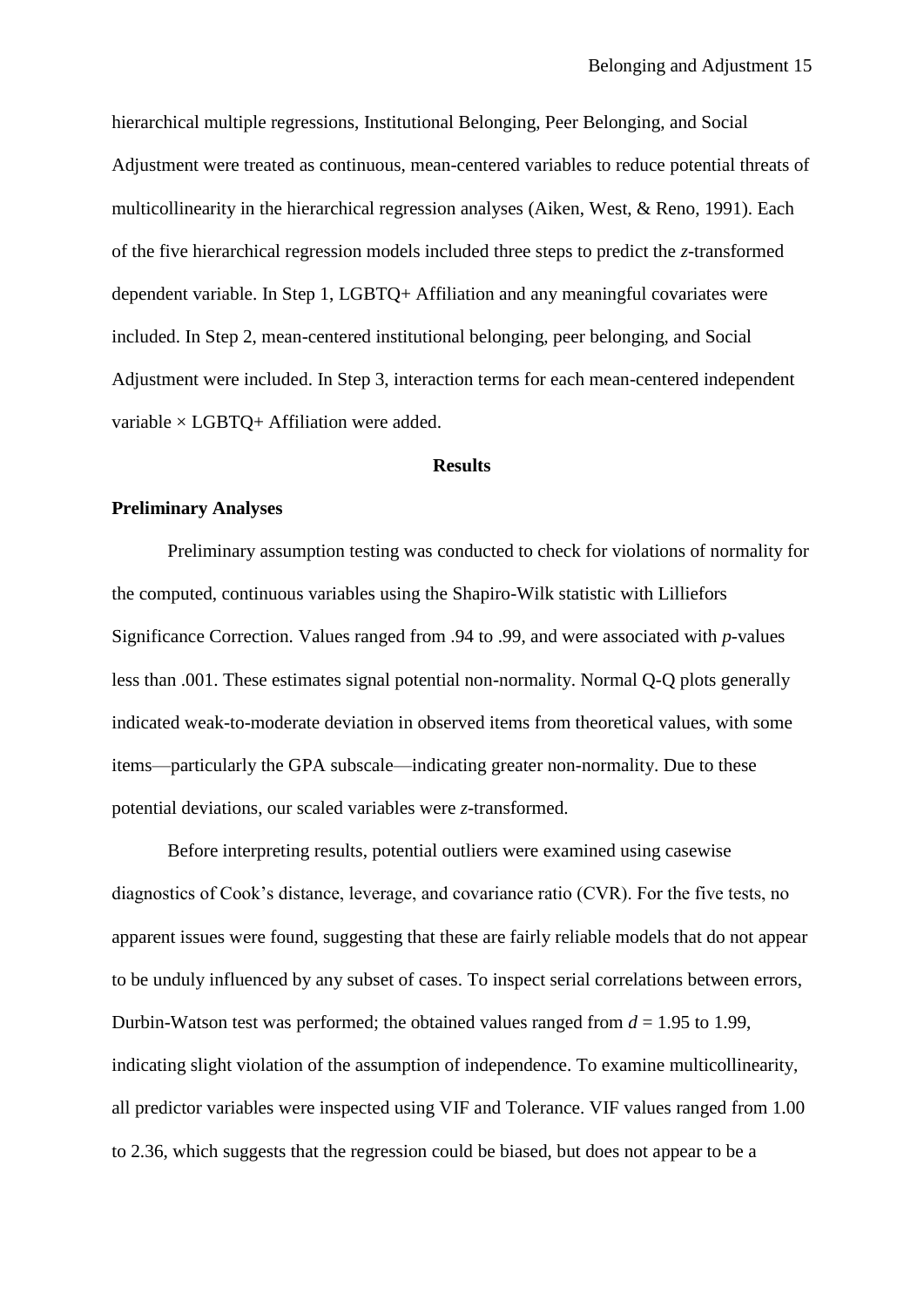hierarchical multiple regressions, Institutional Belonging, Peer Belonging, and Social Adjustment were treated as continuous, mean-centered variables to reduce potential threats of multicollinearity in the hierarchical regression analyses (Aiken, West, & Reno, 1991). Each of the five hierarchical regression models included three steps to predict the *z*-transformed dependent variable. In Step 1, LGBTQ+ Affiliation and any meaningful covariates were included. In Step 2, mean-centered institutional belonging, peer belonging, and Social Adjustment were included. In Step 3, interaction terms for each mean-centered independent variable × LGBTQ+ Affiliation were added.

## Results

### Preliminary Analyses

Preliminary assumption testing was conducted to check for violations of normality for the computed, continuous variables using the Shapiro-Wilk statistic with Lilliefors Significance Correction. Values ranged from .94 to .99, and were associated with *p*-values less than .001. These estimates signal potential non-normality. Normal Q-Q plots generally indicated weak-to-moderate deviation in observed items from theoretical values, with some items—particularly the GPA subscale—indicating greater non-normality. Due to these potential deviations, our scaled variables were *z*-transformed.

Before interpreting results, potential outliers were examined using casewise diagnostics of Cook's distance, leverage, and covariance ratio (CVR). For the five tests, no apparent issues were found, suggesting that these are fairly reliable models that do not appear to be unduly influenced by any subset of cases. To inspect serial correlations between errors, Durbin-Watson test was performed; the obtained values ranged from $d = 1.95$ to 1.99, indicating slight violation of the assumption of independence. To examine multicollinearity, all predictor variables were inspected using VIF and Tolerance. VIF values ranged from 1.00 to 2.36, which suggests that the regression could be biased, but does not appear to be a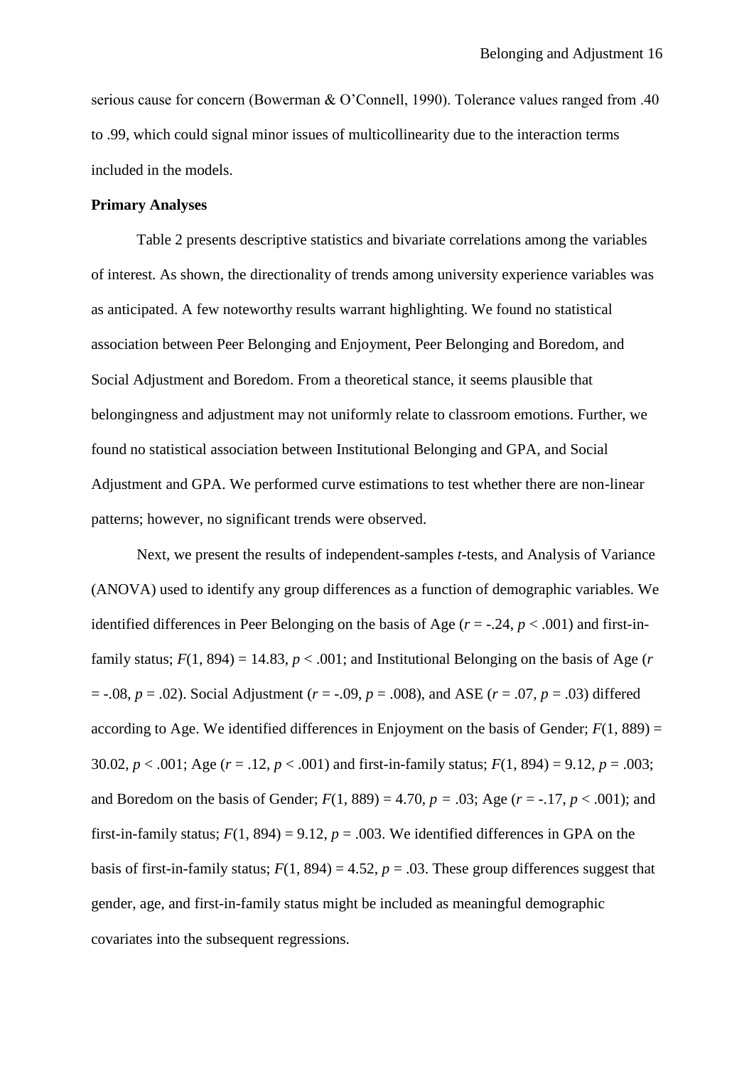serious cause for concern (Bowerman & O'Connell, 1990). Tolerance values ranged from .40 to .99, which could signal minor issues of multicollinearity due to the interaction terms included in the models.

**Primary Analyses**

Table 2 presents descriptive statistics and bivariate correlations among the variables of interest. As shown, the directionality of trends among university experience variables was as anticipated. A few noteworthy results warrant highlighting. We found no statistical association between Peer Belonging and Enjoyment, Peer Belonging and Boredom, and Social Adjustment and Boredom. From a theoretical stance, it seems plausible that belongingness and adjustment may not uniformly relate to classroom emotions. Further, we found no statistical association between Institutional Belonging and GPA, and Social Adjustment and GPA. We performed curve estimations to test whether there are non-linear patterns; however, no significant trends were observed.

Next, we present the results of independent-samples *t*-tests, and Analysis of Variance (ANOVA) used to identify any group differences as a function of demographic variables. We identified differences in Peer Belonging on the basis of Age ($r = -.24$, $p < .001$) and first-in-family status; $F(1, 894) = 14.83$, $p < .001$; and Institutional Belonging on the basis of Age ($r = -.08$, $p = .02$). Social Adjustment ($r = -.09$, $p = .008$), and ASE ($r = .07$, $p = .03$) differed according to Age. We identified differences in Enjoyment on the basis of Gender; $F(1, 889) = 30.02$, $p < .001$; Age ($r = .12$, $p < .001$) and first-in-family status; $F(1, 894) = 9.12$, $p = .003$; and Boredom on the basis of Gender; $F(1, 889) = 4.70$, $p = .03$; Age ($r = -.17$, $p < .001$); and first-in-family status; $F(1, 894) = 9.12$, $p = .003$. We identified differences in GPA on the basis of first-in-family status; $F(1, 894) = 4.52$, $p = .03$. These group differences suggest that gender, age, and first-in-family status might be included as meaningful demographic covariates into the subsequent regressions.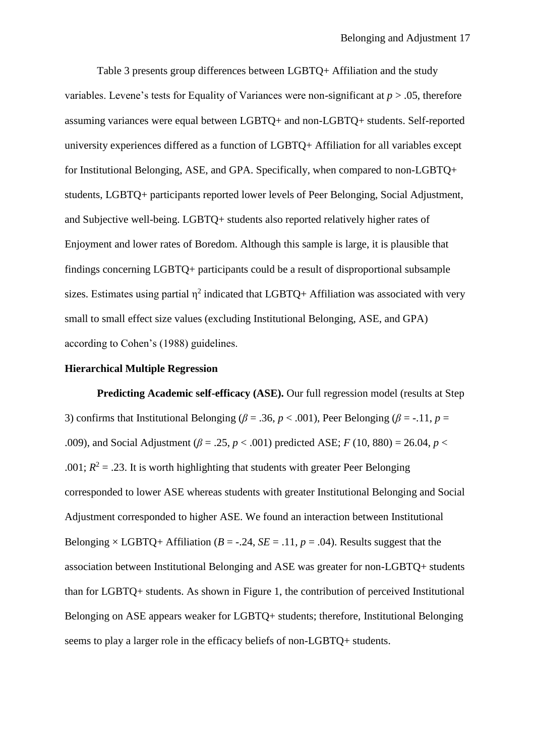Table 3 presents group differences between LGBTQ+ Affiliation and the study variables. Levene's tests for Equality of Variances were non-significant at $p > .05$, therefore assuming variances were equal between LGBTQ+ and non-LGBTQ+ students. Self-reported university experiences differed as a function of LGBTQ+ Affiliation for all variables except for Institutional Belonging, ASE, and GPA. Specifically, when compared to non-LGBTQ+ students, LGBTQ+ participants reported lower levels of Peer Belonging, Social Adjustment, and Subjective well-being. LGBTQ+ students also reported relatively higher rates of Enjoyment and lower rates of Boredom. Although this sample is large, it is plausible that findings concerning LGBTQ+ participants could be a result of disproportional subsample sizes. Estimates using partial $\eta^2$ indicated that LGBTQ+ Affiliation was associated with very small to small effect size values (excluding Institutional Belonging, ASE, and GPA) according to Cohen's (1988) guidelines.

## Hierarchical Multiple Regression

**Predicting Academic self-efficacy (ASE).** Our full regression model (results at Step 3) confirms that Institutional Belonging ($\beta = .36$, $p < .001$), Peer Belonging ($\beta = -.11$, $p = .009$), and Social Adjustment ($\beta = .25$, $p < .001$) predicted ASE; $F$ (10, 880) = 26.04, $p < .001$; $R^2 = .23$. It is worth highlighting that students with greater Peer Belonging corresponded to lower ASE whereas students with greater Institutional Belonging and Social Adjustment corresponded to higher ASE. We found an interaction between Institutional Belonging × LGBTQ+ Affiliation ($B = -.24$, $SE = .11$, $p = .04$). Results suggest that the association between Institutional Belonging and ASE was greater for non-LGBTQ+ students than for LGBTQ+ students. As shown in Figure 1, the contribution of perceived Institutional Belonging on ASE appears weaker for LGBTQ+ students; therefore, Institutional Belonging seems to play a larger role in the efficacy beliefs of non-LGBTQ+ students.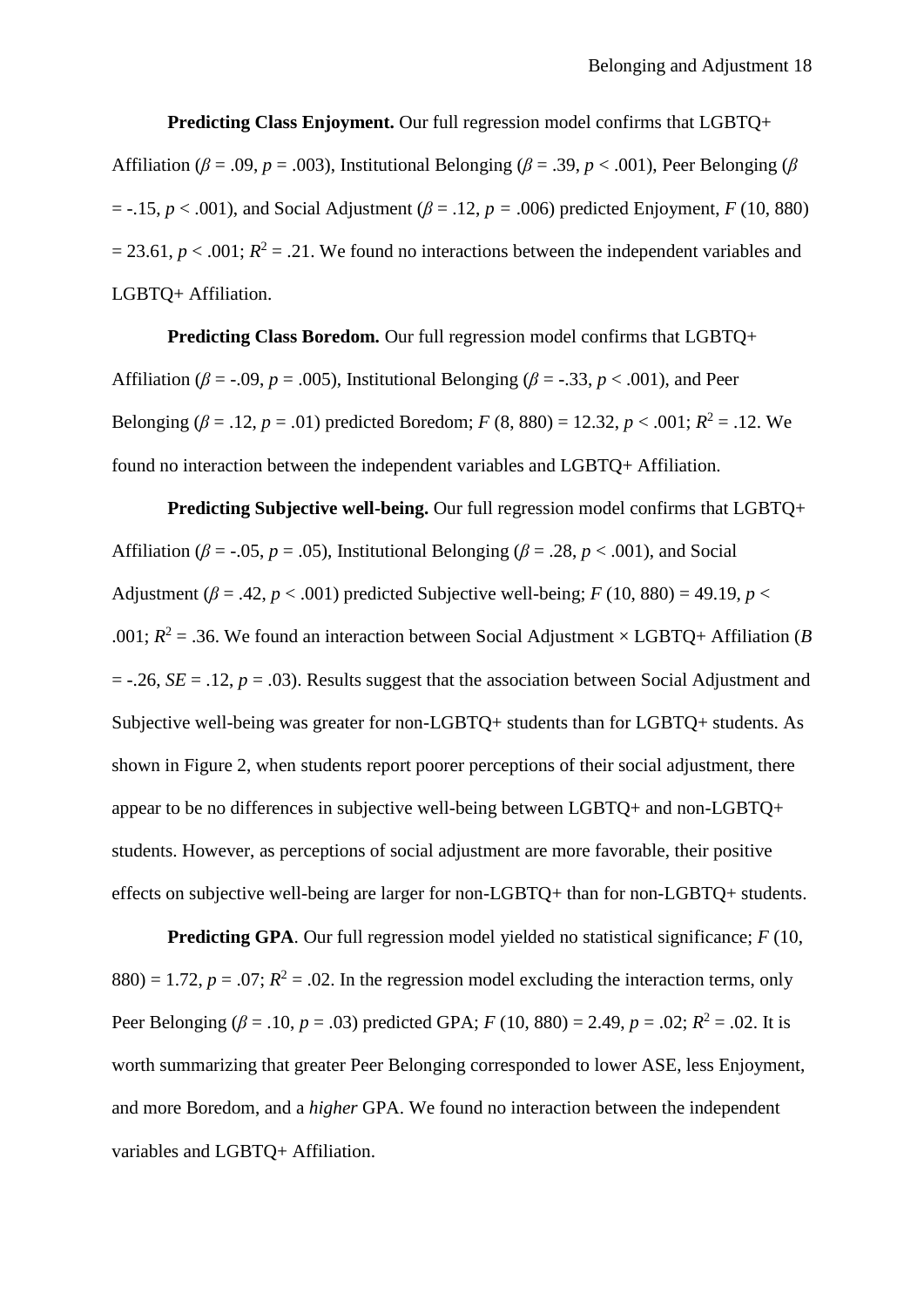**Predicting Class Enjoyment.** Our full regression model confirms that LGBTQ+ Affiliation ($\beta = .09$, $p = .003$), Institutional Belonging ($\beta = .39$, $p < .001$), Peer Belonging ($\beta = -.15$, $p < .001$), and Social Adjustment ($\beta = .12$, $p = .006$) predicted Enjoyment, $F$ (10, 880) = 23.61, $p < .001$; $R^2 = .21$. We found no interactions between the independent variables and LGBTQ+ Affiliation.

**Predicting Class Boredom.** Our full regression model confirms that LGBTQ+ Affiliation ($\beta = -.09$, $p = .005$), Institutional Belonging ($\beta = -.33$, $p < .001$), and Peer Belonging ($\beta = .12$, $p = .01$) predicted Boredom; $F$ (8, 880) = 12.32, $p < .001$; $R^2 = .12$. We found no interaction between the independent variables and LGBTQ+ Affiliation.

**Predicting Subjective well-being.** Our full regression model confirms that LGBTQ+ Affiliation ($\beta = -.05$, $p = .05$), Institutional Belonging ($\beta = .28$, $p < .001$), and Social Adjustment ($\beta = .42$, $p < .001$) predicted Subjective well-being; $F$ (10, 880) = 49.19, $p < .001$; $R^2 = .36$. We found an interaction between Social Adjustment × LGBTQ+ Affiliation ($B = -.26$, $SE = .12$, $p = .03$). Results suggest that the association between Social Adjustment and Subjective well-being was greater for non-LGBTQ+ students than for LGBTQ+ students. As shown in Figure 2, when students report poorer perceptions of their social adjustment, there appear to be no differences in subjective well-being between LGBTQ+ and non-LGBTQ+ students. However, as perceptions of social adjustment are more favorable, their positive effects on subjective well-being are larger for non-LGBTQ+ than for non-LGBTQ+ students.

**Predicting GPA**. Our full regression model yielded no statistical significance; $F$ (10, 880) = 1.72, $p = .07$; $R^2 = .02$. In the regression model excluding the interaction terms, only Peer Belonging ($\beta = .10$, $p = .03$) predicted GPA; $F$ (10, 880) = 2.49, $p = .02$; $R^2 = .02$. It is worth summarizing that greater Peer Belonging corresponded to lower ASE, less Enjoyment, and more Boredom, and a *higher* GPA. We found no interaction between the independent variables and LGBTQ+ Affiliation.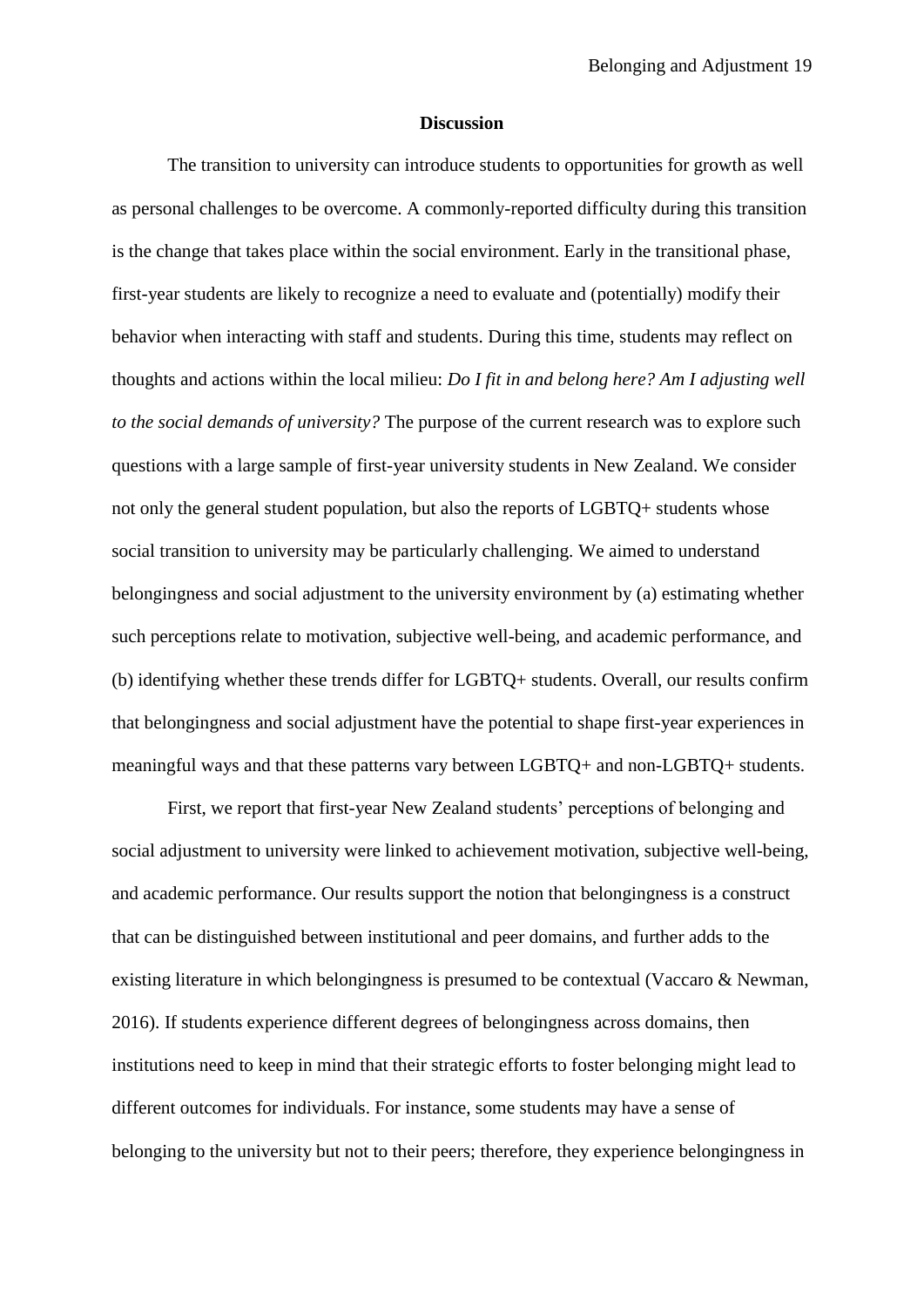## Discussion

The transition to university can introduce students to opportunities for growth as well as personal challenges to be overcome. A commonly-reported difficulty during this transition is the change that takes place within the social environment. Early in the transitional phase, first-year students are likely to recognize a need to evaluate and (potentially) modify their behavior when interacting with staff and students. During this time, students may reflect on thoughts and actions within the local milieu: *Do I fit in and belong here? Am I adjusting well to the social demands of university?* The purpose of the current research was to explore such questions with a large sample of first-year university students in New Zealand. We consider not only the general student population, but also the reports of LGBTQ+ students whose social transition to university may be particularly challenging. We aimed to understand belongingness and social adjustment to the university environment by (a) estimating whether such perceptions relate to motivation, subjective well-being, and academic performance, and (b) identifying whether these trends differ for LGBTQ+ students. Overall, our results confirm that belongingness and social adjustment have the potential to shape first-year experiences in meaningful ways and that these patterns vary between LGBTQ+ and non-LGBTQ+ students.

First, we report that first-year New Zealand students' perceptions of belonging and social adjustment to university were linked to achievement motivation, subjective well-being, and academic performance. Our results support the notion that belongingness is a construct that can be distinguished between institutional and peer domains, and further adds to the existing literature in which belongingness is presumed to be contextual (Vaccaro & Newman, 2016). If students experience different degrees of belongingness across domains, then institutions need to keep in mind that their strategic efforts to foster belonging might lead to different outcomes for individuals. For instance, some students may have a sense of belonging to the university but not to their peers; therefore, they experience belongingness in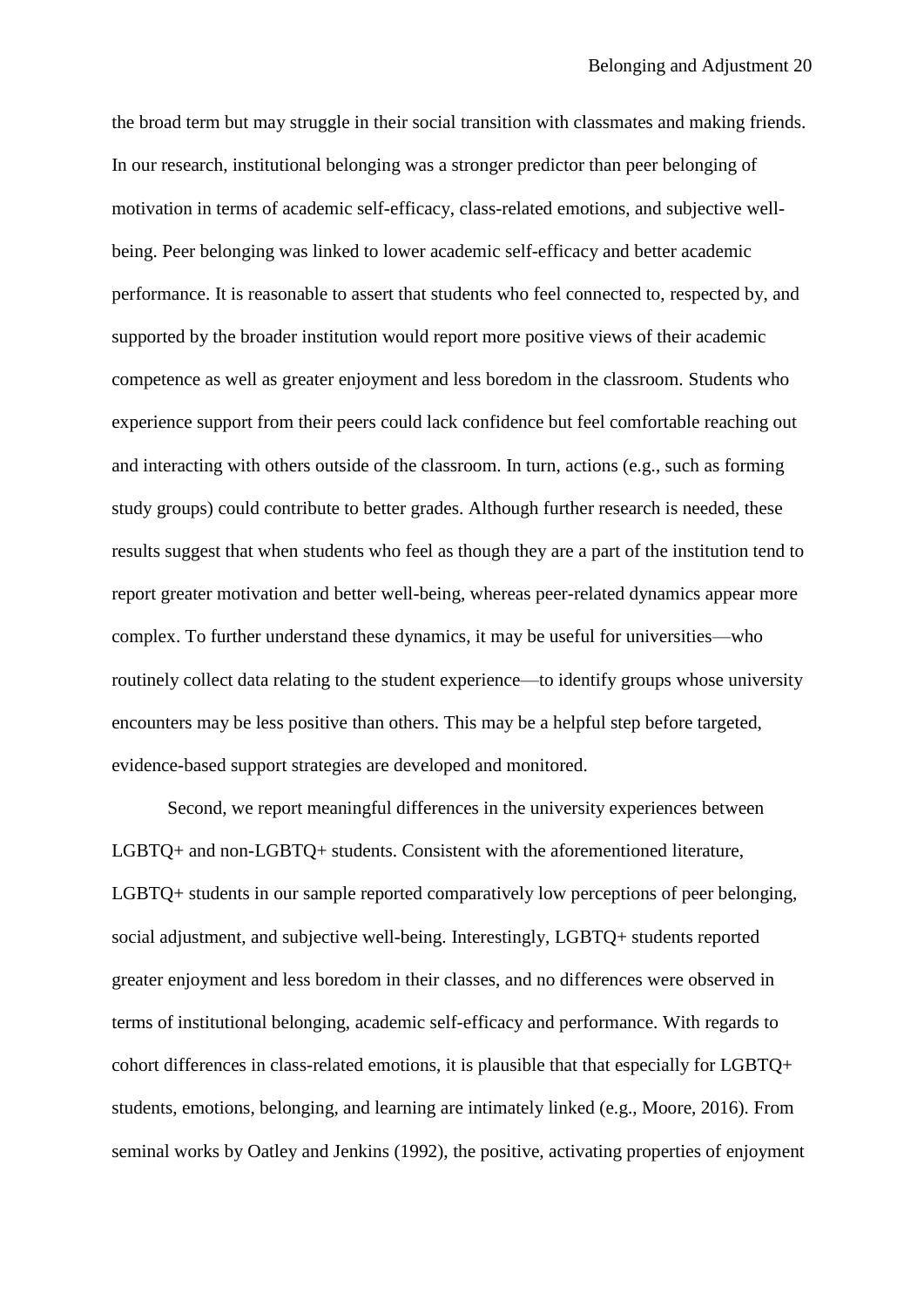the broad term but may struggle in their social transition with classmates and making friends. In our research, institutional belonging was a stronger predictor than peer belonging of motivation in terms of academic self-efficacy, class-related emotions, and subjective well-being. Peer belonging was linked to lower academic self-efficacy and better academic performance. It is reasonable to assert that students who feel connected to, respected by, and supported by the broader institution would report more positive views of their academic competence as well as greater enjoyment and less boredom in the classroom. Students who experience support from their peers could lack confidence but feel comfortable reaching out and interacting with others outside of the classroom. In turn, actions (e.g., such as forming study groups) could contribute to better grades. Although further research is needed, these results suggest that when students who feel as though they are a part of the institution tend to report greater motivation and better well-being, whereas peer-related dynamics appear more complex. To further understand these dynamics, it may be useful for universities—who routinely collect data relating to the student experience—to identify groups whose university encounters may be less positive than others. This may be a helpful step before targeted, evidence-based support strategies are developed and monitored.

Second, we report meaningful differences in the university experiences between LGBTQ+ and non-LGBTQ+ students. Consistent with the aforementioned literature, LGBTQ+ students in our sample reported comparatively low perceptions of peer belonging, social adjustment, and subjective well-being. Interestingly, LGBTQ+ students reported greater enjoyment and less boredom in their classes, and no differences were observed in terms of institutional belonging, academic self-efficacy and performance. With regards to cohort differences in class-related emotions, it is plausible that that especially for LGBTQ+ students, emotions, belonging, and learning are intimately linked (e.g., Moore, 2016). From seminal works by Oatley and Jenkins (1992), the positive, activating properties of enjoyment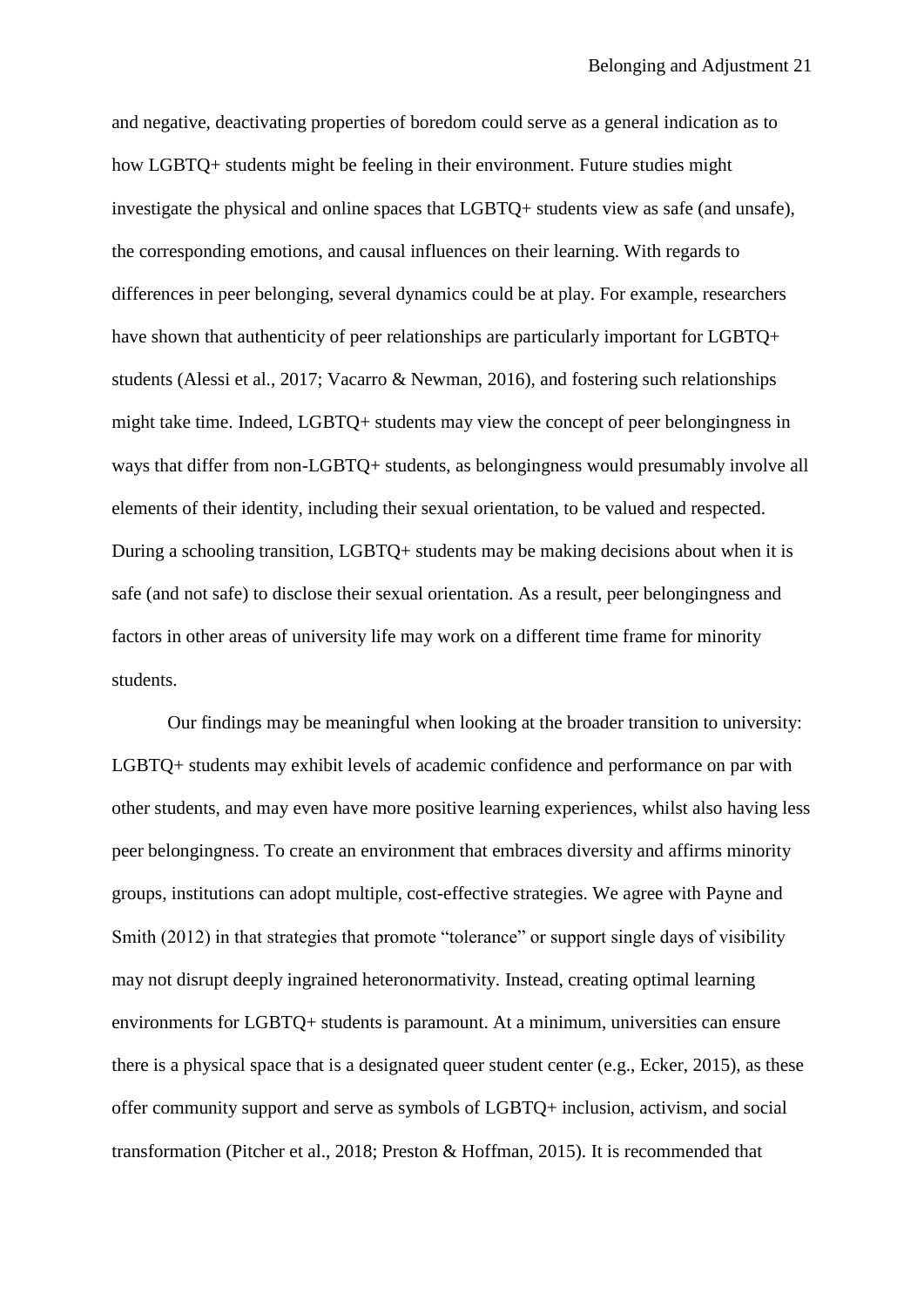and negative, deactivating properties of boredom could serve as a general indication as to how LGBTQ+ students might be feeling in their environment. Future studies might investigate the physical and online spaces that LGBTQ+ students view as safe (and unsafe), the corresponding emotions, and causal influences on their learning. With regards to differences in peer belonging, several dynamics could be at play. For example, researchers have shown that authenticity of peer relationships are particularly important for LGBTQ+ students (Alessi et al., 2017; Vacarro & Newman, 2016), and fostering such relationships might take time. Indeed, LGBTQ+ students may view the concept of peer belongingness in ways that differ from non-LGBTQ+ students, as belongingness would presumably involve all elements of their identity, including their sexual orientation, to be valued and respected. During a schooling transition, LGBTQ+ students may be making decisions about when it is safe (and not safe) to disclose their sexual orientation. As a result, peer belongingness and factors in other areas of university life may work on a different time frame for minority students.

Our findings may be meaningful when looking at the broader transition to university: LGBTQ+ students may exhibit levels of academic confidence and performance on par with other students, and may even have more positive learning experiences, whilst also having less peer belongingness. To create an environment that embraces diversity and affirms minority groups, institutions can adopt multiple, cost-effective strategies. We agree with Payne and Smith (2012) in that strategies that promote "tolerance" or support single days of visibility may not disrupt deeply ingrained heteronormativity. Instead, creating optimal learning environments for LGBTQ+ students is paramount. At a minimum, universities can ensure there is a physical space that is a designated queer student center (e.g., Ecker, 2015), as these offer community support and serve as symbols of LGBTQ+ inclusion, activism, and social transformation (Pitcher et al., 2018; Preston & Hoffman, 2015). It is recommended that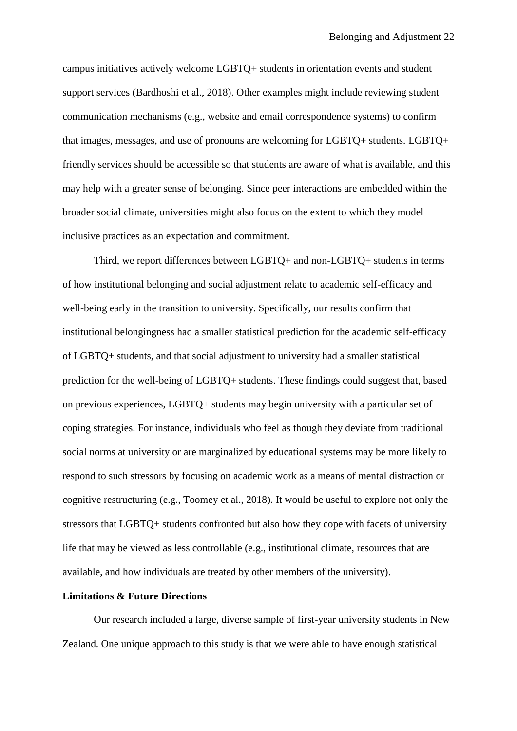campus initiatives actively welcome LGBTQ+ students in orientation events and student support services (Bardhoshi et al., 2018). Other examples might include reviewing student communication mechanisms (e.g., website and email correspondence systems) to confirm that images, messages, and use of pronouns are welcoming for LGBTQ+ students. LGBTQ+ friendly services should be accessible so that students are aware of what is available, and this may help with a greater sense of belonging. Since peer interactions are embedded within the broader social climate, universities might also focus on the extent to which they model inclusive practices as an expectation and commitment.

Third, we report differences between LGBTQ+ and non-LGBTQ+ students in terms of how institutional belonging and social adjustment relate to academic self-efficacy and well-being early in the transition to university. Specifically, our results confirm that institutional belongingness had a smaller statistical prediction for the academic self-efficacy of LGBTQ+ students, and that social adjustment to university had a smaller statistical prediction for the well-being of LGBTQ+ students. These findings could suggest that, based on previous experiences, LGBTQ+ students may begin university with a particular set of coping strategies. For instance, individuals who feel as though they deviate from traditional social norms at university or are marginalized by educational systems may be more likely to respond to such stressors by focusing on academic work as a means of mental distraction or cognitive restructuring (e.g., Toomey et al., 2018). It would be useful to explore not only the stressors that LGBTQ+ students confronted but also how they cope with facets of university life that may be viewed as less controllable (e.g., institutional climate, resources that are available, and how individuals are treated by other members of the university).

**Limitations & Future Directions**

Our research included a large, diverse sample of first-year university students in New Zealand. One unique approach to this study is that we were able to have enough statistical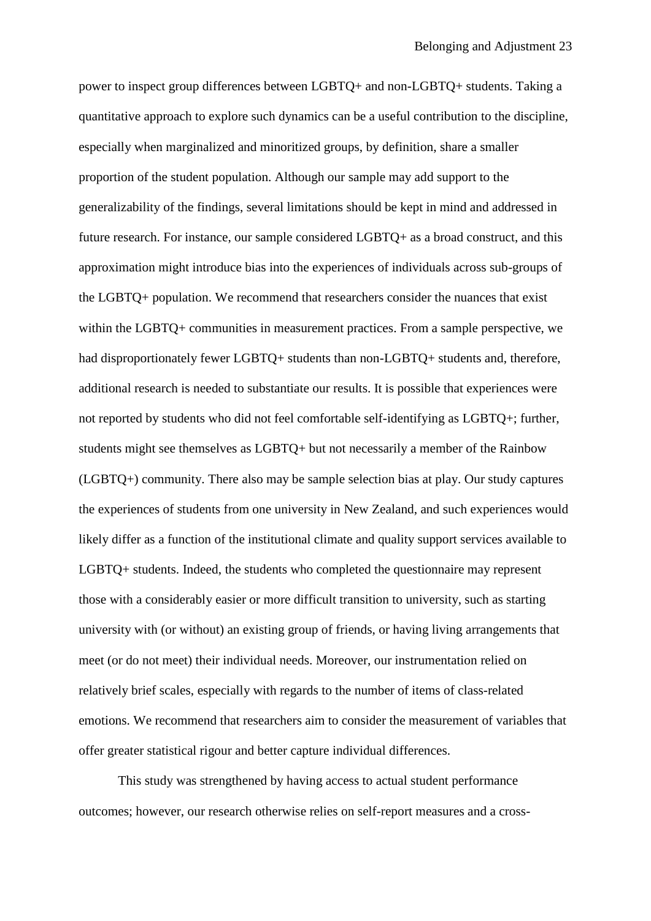power to inspect group differences between LGBTQ+ and non-LGBTQ+ students. Taking a quantitative approach to explore such dynamics can be a useful contribution to the discipline, especially when marginalized and minoritized groups, by definition, share a smaller proportion of the student population. Although our sample may add support to the generalizability of the findings, several limitations should be kept in mind and addressed in future research. For instance, our sample considered LGBTQ+ as a broad construct, and this approximation might introduce bias into the experiences of individuals across sub-groups of the LGBTQ+ population. We recommend that researchers consider the nuances that exist within the LGBTQ+ communities in measurement practices. From a sample perspective, we had disproportionately fewer LGBTQ+ students than non-LGBTQ+ students and, therefore, additional research is needed to substantiate our results. It is possible that experiences were not reported by students who did not feel comfortable self-identifying as LGBTQ+; further, students might see themselves as LGBTQ+ but not necessarily a member of the Rainbow (LGBTQ+) community. There also may be sample selection bias at play. Our study captures the experiences of students from one university in New Zealand, and such experiences would likely differ as a function of the institutional climate and quality support services available to LGBTQ+ students. Indeed, the students who completed the questionnaire may represent those with a considerably easier or more difficult transition to university, such as starting university with (or without) an existing group of friends, or having living arrangements that meet (or do not meet) their individual needs. Moreover, our instrumentation relied on relatively brief scales, especially with regards to the number of items of class-related emotions. We recommend that researchers aim to consider the measurement of variables that offer greater statistical rigour and better capture individual differences.

This study was strengthened by having access to actual student performance outcomes; however, our research otherwise relies on self-report measures and a cross-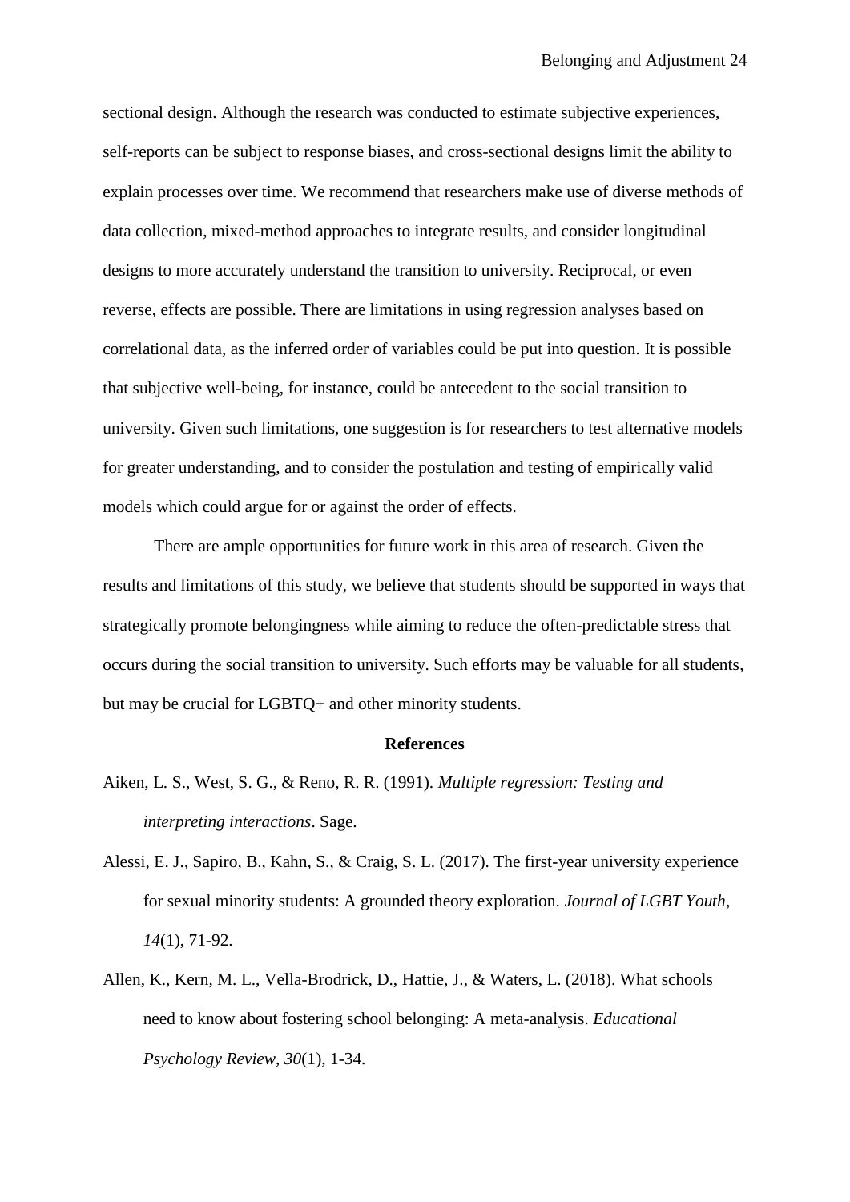sectional design. Although the research was conducted to estimate subjective experiences, self-reports can be subject to response biases, and cross-sectional designs limit the ability to explain processes over time. We recommend that researchers make use of diverse methods of data collection, mixed-method approaches to integrate results, and consider longitudinal designs to more accurately understand the transition to university. Reciprocal, or even reverse, effects are possible. There are limitations in using regression analyses based on correlational data, as the inferred order of variables could be put into question. It is possible that subjective well-being, for instance, could be antecedent to the social transition to university. Given such limitations, one suggestion is for researchers to test alternative models for greater understanding, and to consider the postulation and testing of empirically valid models which could argue for or against the order of effects.

There are ample opportunities for future work in this area of research. Given the results and limitations of this study, we believe that students should be supported in ways that strategically promote belongingness while aiming to reduce the often-predictable stress that occurs during the social transition to university. Such efforts may be valuable for all students, but may be crucial for LGBTQ+ and other minority students.

## References

Aiken, L. S., West, S. G., & Reno, R. R. (1991). *Multiple regression: Testing and interpreting interactions*. Sage.

Alessi, E. J., Sapiro, B., Kahn, S., & Craig, S. L. (2017). The first-year university experience for sexual minority students: A grounded theory exploration. *Journal of LGBT Youth*, *14*(1), 71-92.

Allen, K., Kern, M. L., Vella-Brodrick, D., Hattie, J., & Waters, L. (2018). What schools need to know about fostering school belonging: A meta-analysis. *Educational Psychology Review*, *30*(1), 1-34.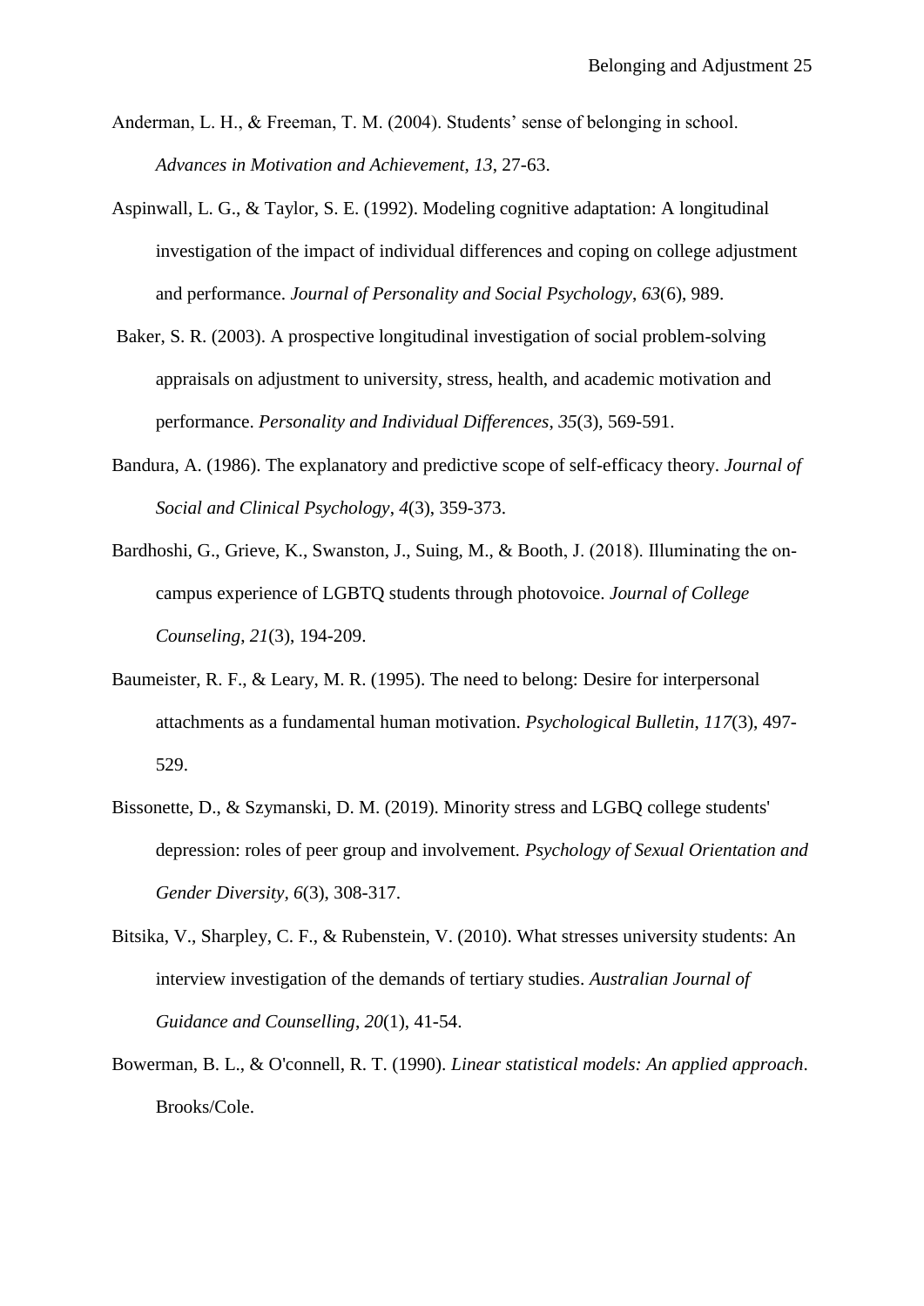Anderman, L. H., & Freeman, T. M. (2004). Students' sense of belonging in school. *Advances in Motivation and Achievement*, *13*, 27-63.

Aspinwall, L. G., & Taylor, S. E. (1992). Modeling cognitive adaptation: A longitudinal investigation of the impact of individual differences and coping on college adjustment and performance. *Journal of Personality and Social Psychology*, *63*(6), 989.

Baker, S. R. (2003). A prospective longitudinal investigation of social problem-solving appraisals on adjustment to university, stress, health, and academic motivation and performance. *Personality and Individual Differences*, *35*(3), 569-591.

Bandura, A. (1986). The explanatory and predictive scope of self-efficacy theory. *Journal of Social and Clinical Psychology*, *4*(3), 359-373.

Bardhoshi, G., Grieve, K., Swanston, J., Suing, M., & Booth, J. (2018). Illuminating the on-campus experience of LGBTQ students through photovoice. *Journal of College Counseling*, *21*(3), 194-209.

Baumeister, R. F., & Leary, M. R. (1995). The need to belong: Desire for interpersonal attachments as a fundamental human motivation. *Psychological Bulletin*, *117*(3), 497-529.

Bissonette, D., & Szymanski, D. M. (2019). Minority stress and LGBQ college students' depression: roles of peer group and involvement. *Psychology of Sexual Orientation and Gender Diversity*, *6*(3), 308-317.

Bitsika, V., Sharpley, C. F., & Rubenstein, V. (2010). What stresses university students: An interview investigation of the demands of tertiary studies. *Australian Journal of Guidance and Counselling*, *20*(1), 41-54.

Bowerman, B. L., & O'connell, R. T. (1990). *Linear statistical models: An applied approach*. Brooks/Cole.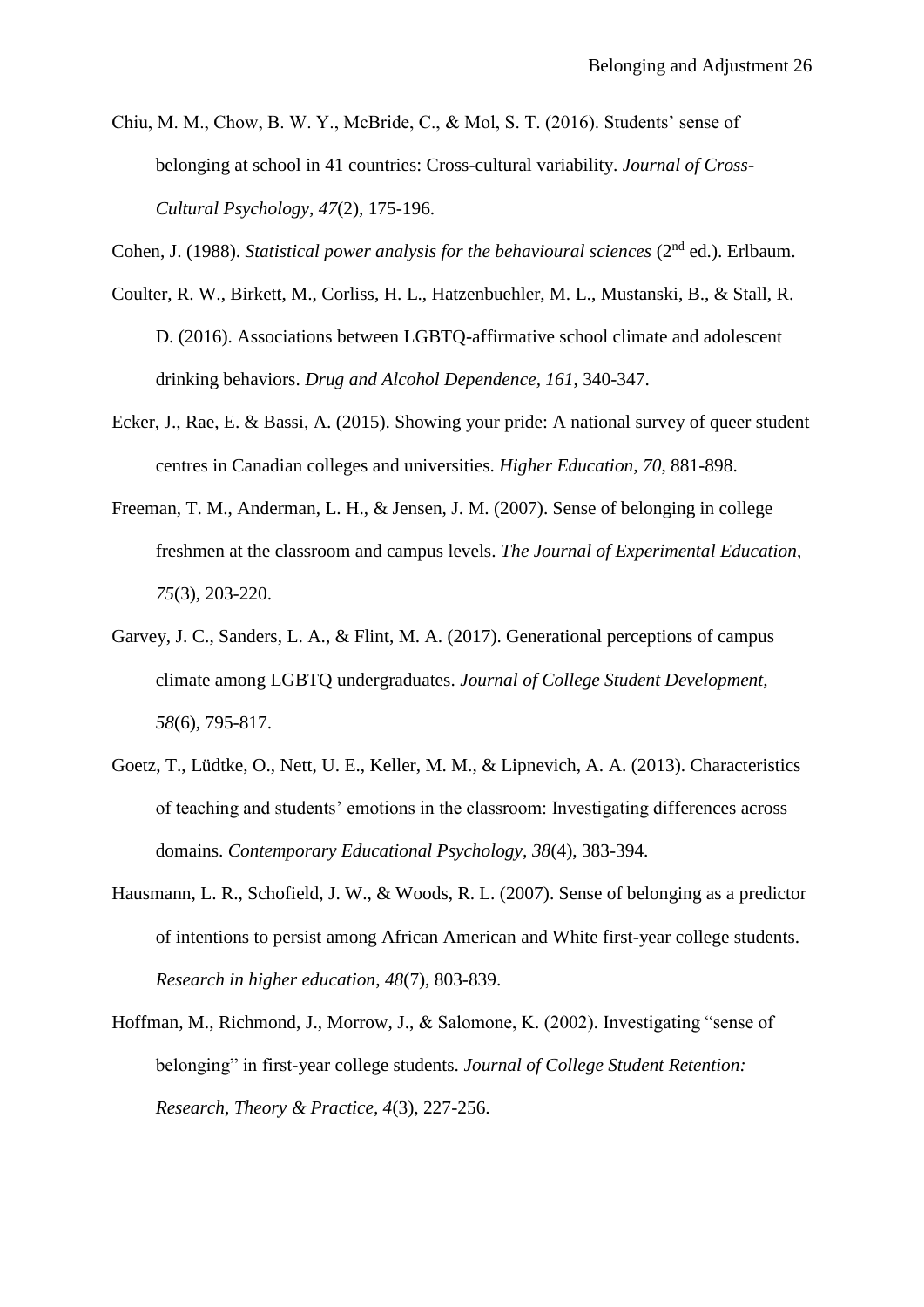Chiu, M. M., Chow, B. W. Y., McBride, C., & Mol, S. T. (2016). Students' sense of belonging at school in 41 countries: Cross-cultural variability. *Journal of Cross-Cultural Psychology*, *47*(2), 175-196.

Cohen, J. (1988). *Statistical power analysis for the behavioural sciences* (2nd ed.). Erlbaum.

Coulter, R. W., Birkett, M., Corliss, H. L., Hatzenbuehler, M. L., Mustanski, B., & Stall, R. D. (2016). Associations between LGBTQ-affirmative school climate and adolescent drinking behaviors. *Drug and Alcohol Dependence*, *161*, 340-347.

Ecker, J., Rae, E. & Bassi, A. (2015). Showing your pride: A national survey of queer student centres in Canadian colleges and universities. *Higher Education, 70*, 881-898.

Freeman, T. M., Anderman, L. H., & Jensen, J. M. (2007). Sense of belonging in college freshmen at the classroom and campus levels. *The Journal of Experimental Education*, *75*(3), 203-220.

Garvey, J. C., Sanders, L. A., & Flint, M. A. (2017). Generational perceptions of campus climate among LGBTQ undergraduates. *Journal of College Student Development, 58*(6), 795-817.

Goetz, T., Lüdtke, O., Nett, U. E., Keller, M. M., & Lipnevich, A. A. (2013). Characteristics of teaching and students' emotions in the classroom: Investigating differences across domains. *Contemporary Educational Psychology, 38*(4), 383-394.

Hausmann, L. R., Schofield, J. W., & Woods, R. L. (2007). Sense of belonging as a predictor of intentions to persist among African American and White first-year college students. *Research in higher education*, *48*(7), 803-839.

Hoffman, M., Richmond, J., Morrow, J., & Salomone, K. (2002). Investigating "sense of belonging" in first-year college students. *Journal of College Student Retention: Research, Theory & Practice, 4*(3), 227-256.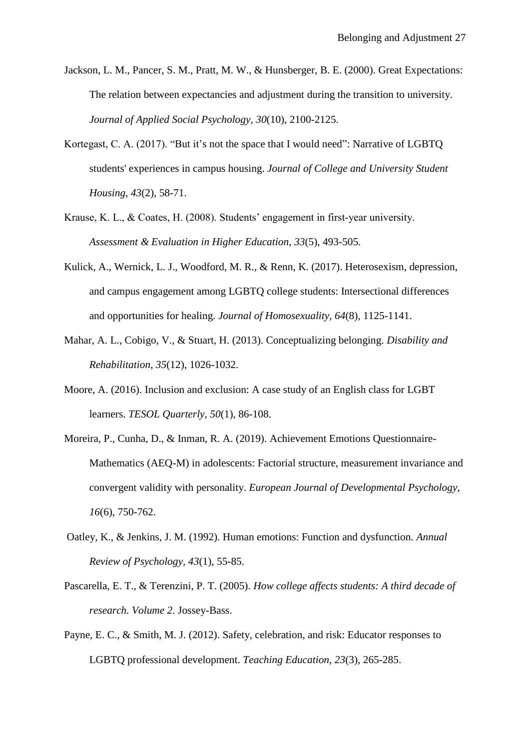Jackson, L. M., Pancer, S. M., Pratt, M. W., & Hunsberger, B. E. (2000). Great Expectations: The relation between expectancies and adjustment during the transition to university. *Journal of Applied Social Psychology*, *30*(10), 2100-2125.

Kortegast, C. A. (2017). “But it’s not the space that I would need”: Narrative of LGBTQ students' experiences in campus housing. *Journal of College and University Student Housing*, *43*(2), 58-71.

Krause, K. L., & Coates, H. (2008). Students’ engagement in first-year university. *Assessment & Evaluation in Higher Education*, *33*(5), 493-505.

Kulick, A., Wernick, L. J., Woodford, M. R., & Renn, K. (2017). Heterosexism, depression, and campus engagement among LGBTQ college students: Intersectional differences and opportunities for healing. *Journal of Homosexuality*, *64*(8), 1125-1141.

Mahar, A. L., Cobigo, V., & Stuart, H. (2013). Conceptualizing belonging. *Disability and Rehabilitation*, *35*(12), 1026-1032.

Moore, A. (2016). Inclusion and exclusion: A case study of an English class for LGBT learners. *TESOL Quarterly*, *50*(1), 86-108.

Moreira, P., Cunha, D., & Inman, R. A. (2019). Achievement Emotions Questionnaire-Mathematics (AEQ-M) in adolescents: Factorial structure, measurement invariance and convergent validity with personality. *European Journal of Developmental Psychology*, *16*(6), 750-762.

Oatley, K., & Jenkins, J. M. (1992). Human emotions: Function and dysfunction. *Annual Review of Psychology*, *43*(1), 55-85.

Pascarella, E. T., & Terenzini, P. T. (2005). *How college affects students: A third decade of research. Volume 2*. Jossey-Bass.

Payne, E. C., & Smith, M. J. (2012). Safety, celebration, and risk: Educator responses to LGBTQ professional development. *Teaching Education*, *23*(3), 265-285.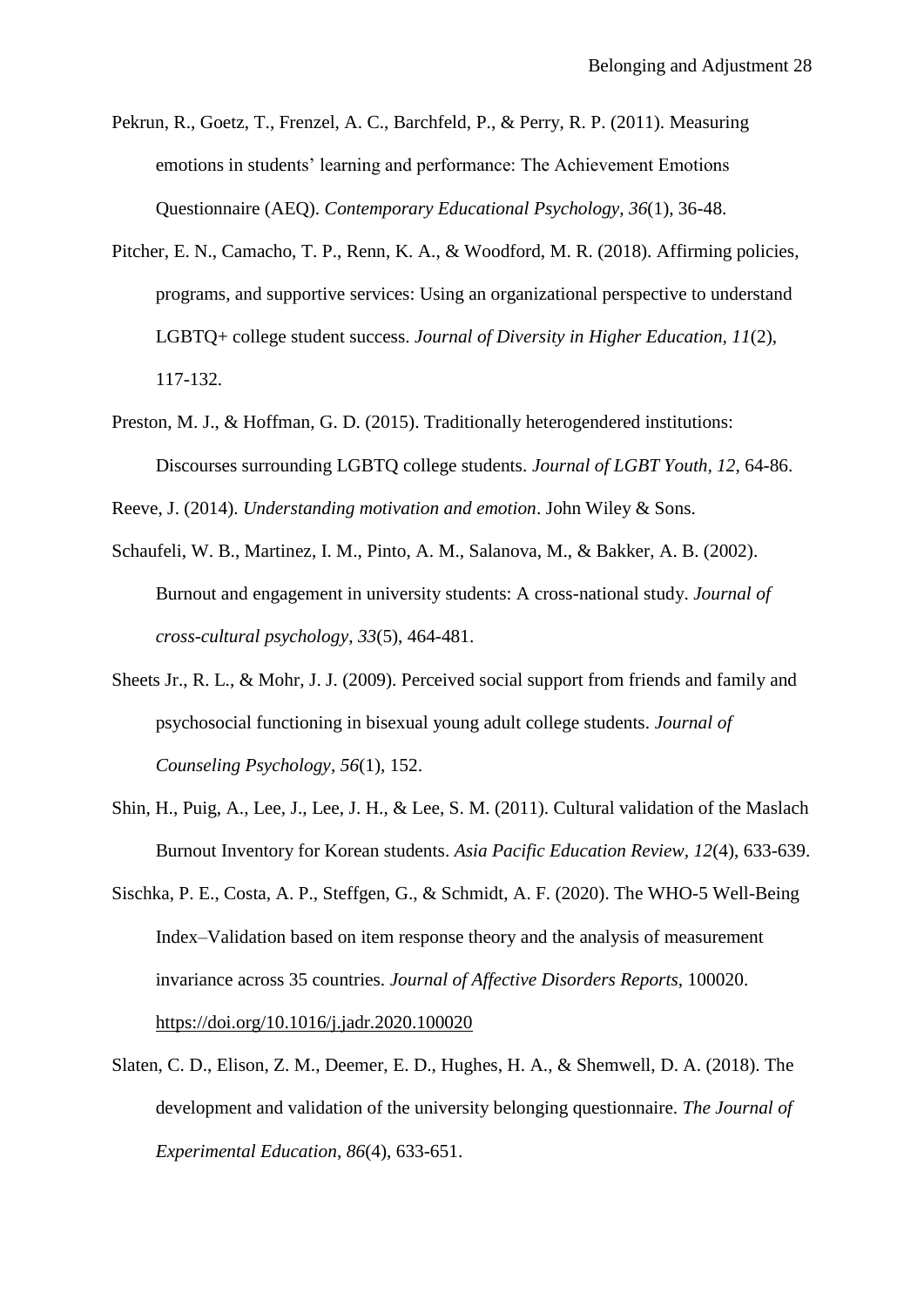Pekrun, R., Goetz, T., Frenzel, A. C., Barchfeld, P., & Perry, R. P. (2011). Measuring emotions in students' learning and performance: The Achievement Emotions Questionnaire (AEQ). *Contemporary Educational Psychology*, *36*(1), 36-48.

Pitcher, E. N., Camacho, T. P., Renn, K. A., & Woodford, M. R. (2018). Affirming policies, programs, and supportive services: Using an organizational perspective to understand LGBTQ+ college student success. *Journal of Diversity in Higher Education, 11*(2), 117-132.

Preston, M. J., & Hoffman, G. D. (2015). Traditionally heterogendered institutions: Discourses surrounding LGBTQ college students. *Journal of LGBT Youth, 12*, 64-86.

Reeve, J. (2014). *Understanding motivation and emotion*. John Wiley & Sons.

Schaufeli, W. B., Martinez, I. M., Pinto, A. M., Salanova, M., & Bakker, A. B. (2002). Burnout and engagement in university students: A cross-national study. *Journal of cross-cultural psychology*, *33*(5), 464-481.

Sheets Jr., R. L., & Mohr, J. J. (2009). Perceived social support from friends and family and psychosocial functioning in bisexual young adult college students. *Journal of Counseling Psychology*, *56*(1), 152.

Shin, H., Puig, A., Lee, J., Lee, J. H., & Lee, S. M. (2011). Cultural validation of the Maslach Burnout Inventory for Korean students. *Asia Pacific Education Review*, *12*(4), 633-639.

Sischka, P. E., Costa, A. P., Steffgen, G., & Schmidt, A. F. (2020). The WHO-5 Well-Being Index–Validation based on item response theory and the analysis of measurement invariance across 35 countries. *Journal of Affective Disorders Reports*, 100020. https://doi.org/10.1016/j.jadr.2020.100020

Slaten, C. D., Elison, Z. M., Deemer, E. D., Hughes, H. A., & Shemwell, D. A. (2018). The development and validation of the university belonging questionnaire. *The Journal of Experimental Education*, *86*(4), 633-651.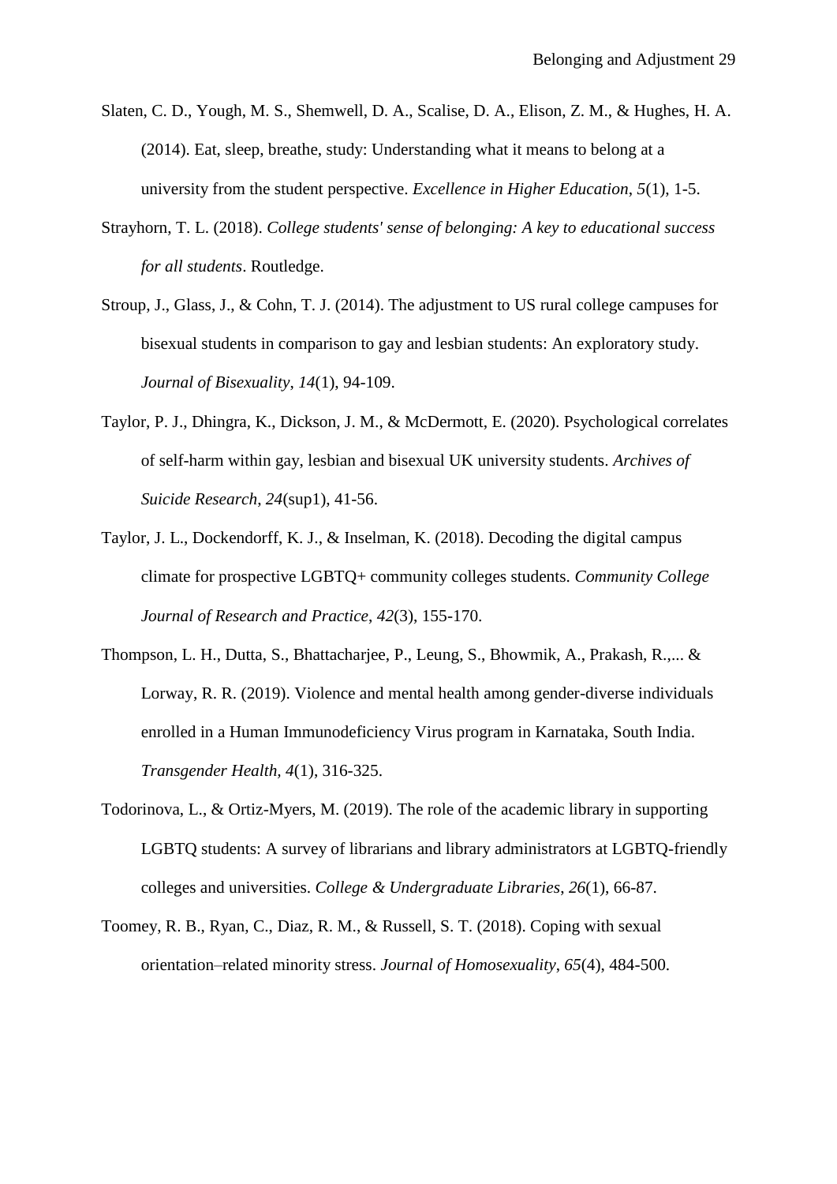Slaten, C. D., Yough, M. S., Shemwell, D. A., Scalise, D. A., Elison, Z. M., & Hughes, H. A. (2014). Eat, sleep, breathe, study: Understanding what it means to belong at a university from the student perspective. *Excellence in Higher Education*, *5*(1), 1-5.

Strayhorn, T. L. (2018). *College students' sense of belonging: A key to educational success for all students*. Routledge.

Stroup, J., Glass, J., & Cohn, T. J. (2014). The adjustment to US rural college campuses for bisexual students in comparison to gay and lesbian students: An exploratory study. *Journal of Bisexuality*, *14*(1), 94-109.

Taylor, P. J., Dhingra, K., Dickson, J. M., & McDermott, E. (2020). Psychological correlates of self-harm within gay, lesbian and bisexual UK university students. *Archives of Suicide Research*, *24*(sup1), 41-56.

Taylor, J. L., Dockendorff, K. J., & Inselman, K. (2018). Decoding the digital campus climate for prospective LGBTQ+ community colleges students. *Community College Journal of Research and Practice*, *42*(3), 155-170.

Thompson, L. H., Dutta, S., Bhattacharjee, P., Leung, S., Bhowmik, A., Prakash, R.,... & Lorway, R. R. (2019). Violence and mental health among gender-diverse individuals enrolled in a Human Immunodeficiency Virus program in Karnataka, South India. *Transgender Health*, *4*(1), 316-325.

Todorinova, L., & Ortiz-Myers, M. (2019). The role of the academic library in supporting LGBTQ students: A survey of librarians and library administrators at LGBTQ-friendly colleges and universities. *College & Undergraduate Libraries*, *26*(1), 66-87.

Toomey, R. B., Ryan, C., Diaz, R. M., & Russell, S. T. (2018). Coping with sexual orientation–related minority stress. *Journal of Homosexuality*, *65*(4), 484-500.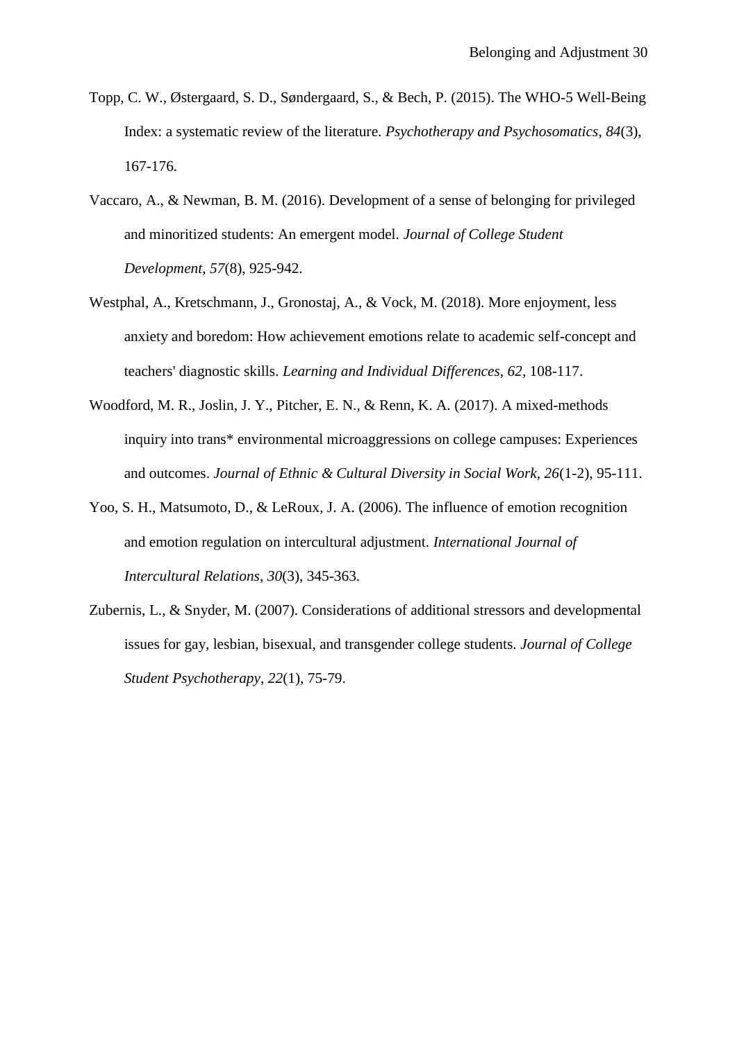Topp, C. W., Østergaard, S. D., Søndergaard, S., & Bech, P. (2015). The WHO-5 Well-Being Index: a systematic review of the literature. *Psychotherapy and Psychosomatics*, *84*(3), 167-176.

Vaccaro, A., & Newman, B. M. (2016). Development of a sense of belonging for privileged and minoritized students: An emergent model. *Journal of College Student Development*, *57*(8), 925-942.

Westphal, A., Kretschmann, J., Gronostaj, A., & Vock, M. (2018). More enjoyment, less anxiety and boredom: How achievement emotions relate to academic self-concept and teachers' diagnostic skills. *Learning and Individual Differences*, *62*, 108-117.

Woodford, M. R., Joslin, J. Y., Pitcher, E. N., & Renn, K. A. (2017). A mixed-methods inquiry into trans* environmental microaggressions on college campuses: Experiences and outcomes. *Journal of Ethnic & Cultural Diversity in Social Work, 26*(1-2), 95-111.

Yoo, S. H., Matsumoto, D., & LeRoux, J. A. (2006). The influence of emotion recognition and emotion regulation on intercultural adjustment. *International Journal of Intercultural Relations*, *30*(3), 345-363.

Zubernis, L., & Snyder, M. (2007). Considerations of additional stressors and developmental issues for gay, lesbian, bisexual, and transgender college students. *Journal of College Student Psychotherapy*, *22*(1), 75-79.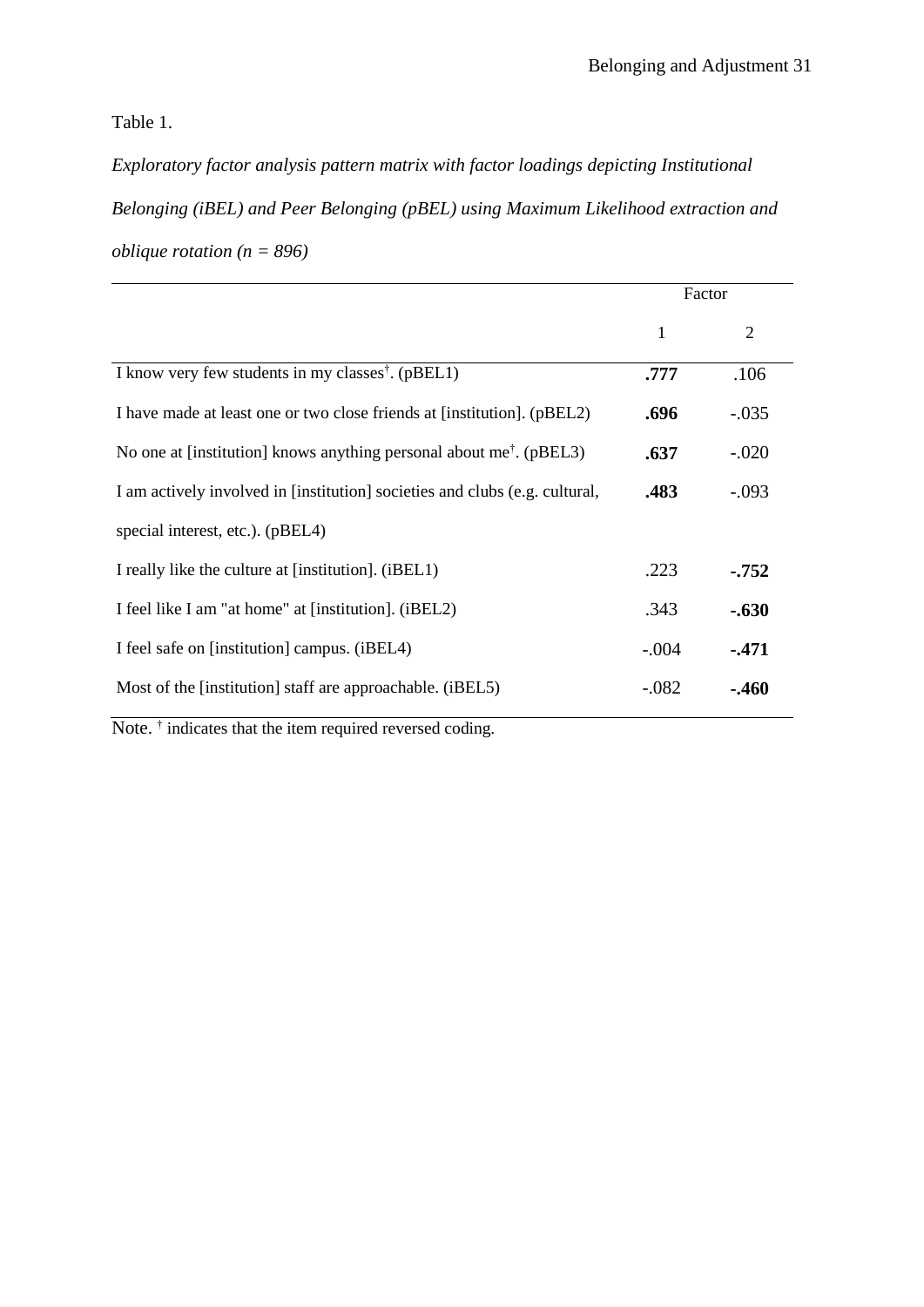Table 1.

*Exploratory factor analysis pattern matrix with factor loadings depicting Institutional Belonging (iBEL) and Peer Belonging (pBEL) using Maximum Likelihood extraction and oblique rotation (n = 896)*

| | Factor | |
|---|---|---|
| | 1 | 2 |
| I know very few students in my classes†. (pBEL1) | **.777** | .106 |
| I have made at least one or two close friends at [institution]. (pBEL2) | **.696** | -.035 |
| No one at [institution] knows anything personal about me†. (pBEL3) | **.637** | -.020 |
| I am actively involved in [institution] societies and clubs (e.g. cultural, special interest, etc.). (pBEL4) | **.483** | -.093 |
| I really like the culture at [institution]. (iBEL1) | .223 | **-.752** |
| I feel like I am "at home" at [institution]. (iBEL2) | .343 | **-.630** |
| I feel safe on [institution] campus. (iBEL4) | -.004 | **-.471** |
| Most of the [institution] staff are approachable. (iBEL5) | -.082 | **-.460** |

Note. † indicates that the item required reversed coding.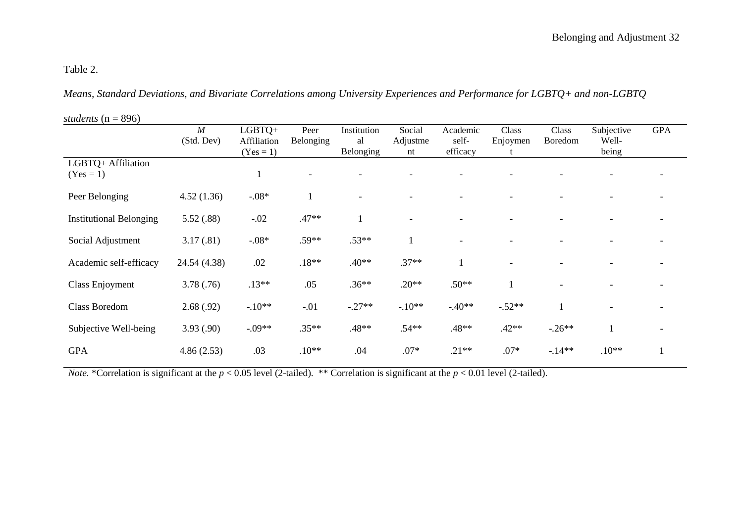Table 2.

*Means, Standard Deviations, and Bivariate Correlations among University Experiences and Performance for LGBTQ+ and non-LGBTQ students* (n = 896)

| | *M* (Std. Dev) | LGBTQ+ Affiliation (Yes = 1) | Peer Belonging | Institutional Belonging | Social Adjustment | Academic self-efficacy | Class Enjoyment | Class Boredom | Subjective Well-being | GPA |
|---|---|---|---|---|---|---|---|---|---|---|
| LGBTQ+ Affiliation (Yes = 1) | | 1 | - | - | - | - | - | - | - | - |
| Peer Belonging | 4.52 (1.36) | -.08* | 1 | - | - | - | - | - | - | - |
| Institutional Belonging | 5.52 (.88) | -.02 | .47** | 1 | - | - | - | - | - | - |
| Social Adjustment | 3.17 (.81) | -.08* | .59** | .53** | 1 | - | - | - | - | - |
| Academic self-efficacy | 24.54 (4.38) | .02 | .18** | .40** | .37** | 1 | - | - | - | - |
| Class Enjoyment | 3.78 (.76) | .13** | .05 | .36** | .20** | .50** | 1 | - | - | - |
| Class Boredom | 2.68 (.92) | -.10** | -.01 | -.27** | -.10** | -.40** | -.52** | 1 | - | - |
| Subjective Well-being | 3.93 (.90) | -.09** | .35** | .48** | .54** | .48** | .42** | -.26** | 1 | - |
| GPA | 4.86 (2.53) | .03 | .10** | .04 | .07* | .21** | .07* | -.14** | .10** | 1 |

*Note.* *Correlation is significant at the $p < 0.05$ level (2-tailed). ** Correlation is significant at the $p < 0.01$ level (2-tailed).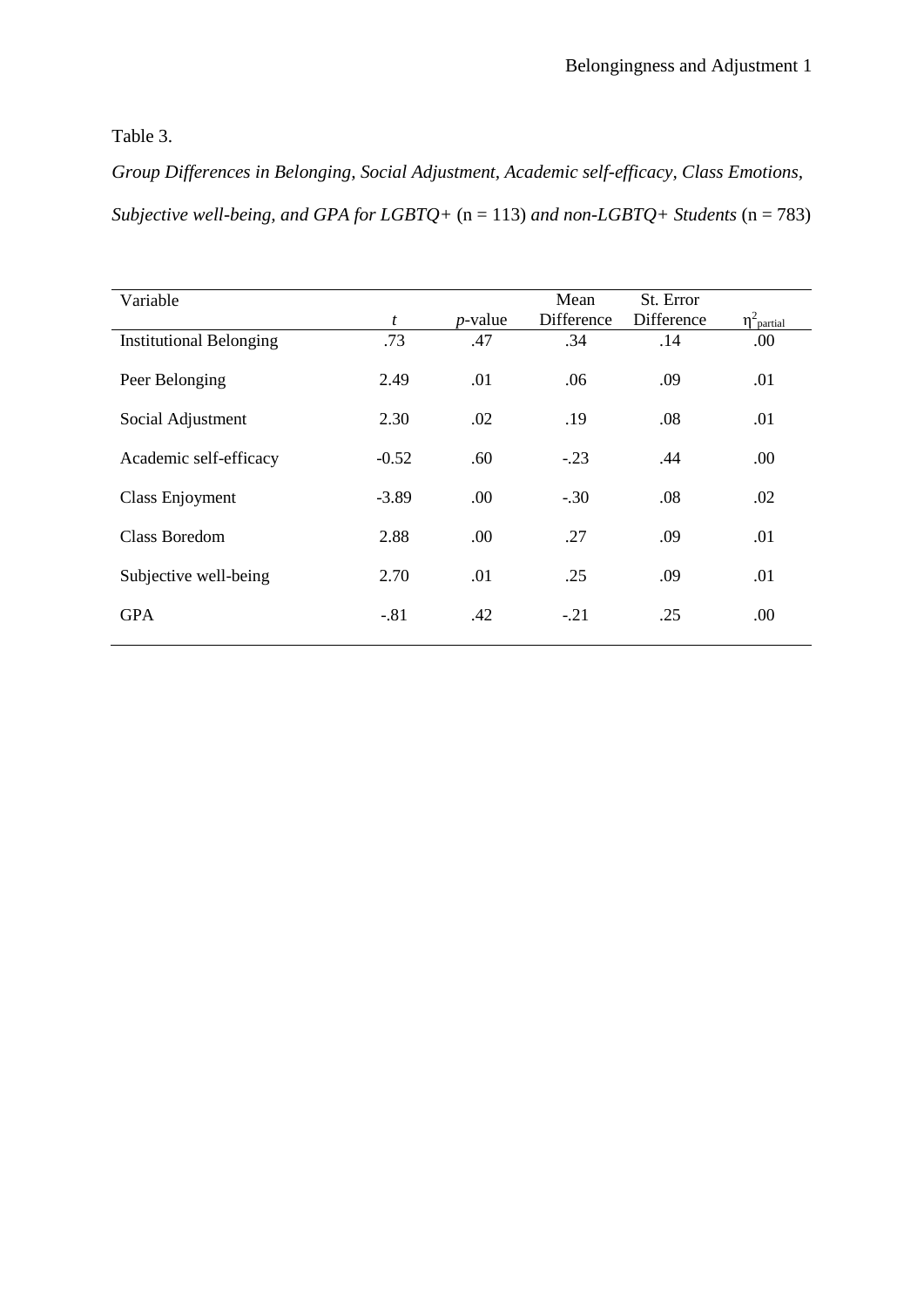Table 3.

*Group Differences in Belonging, Social Adjustment, Academic self-efficacy, Class Emotions, Subjective well-being, and GPA for LGBTQ+* (n = 113) *and non-LGBTQ+ Students* (n = 783)

| Variable | *t* | *p*-value | Mean Difference | St. Error Difference | $\eta^2_{partial}$ |
|---|---|---|---|---|---|
| Institutional Belonging | .73 | .47 | .34 | .14 | .00 |
| Peer Belonging | 2.49 | .01 | .06 | .09 | .01 |
| Social Adjustment | 2.30 | .02 | .19 | .08 | .01 |
| Academic self-efficacy | -0.52 | .60 | -.23 | .44 | .00 |
| Class Enjoyment | -3.89 | .00 | -.30 | .08 | .02 |
| Class Boredom | 2.88 | .00 | .27 | .09 | .01 |
| Subjective well-being | 2.70 | .01 | .25 | .09 | .01 |
| GPA | -.81 | .42 | -.21 | .25 | .00 |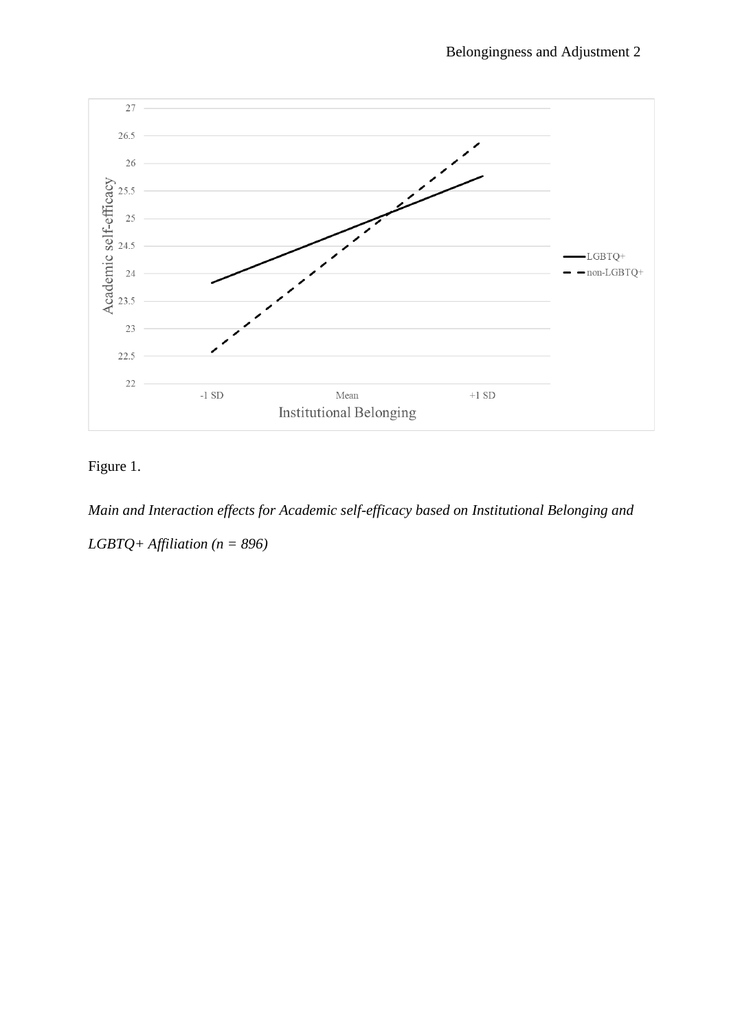Figure 1.

*Main and Interaction effects for Academic self-efficacy based on Institutional Belonging and LGBTQ+ Affiliation (n = 896)*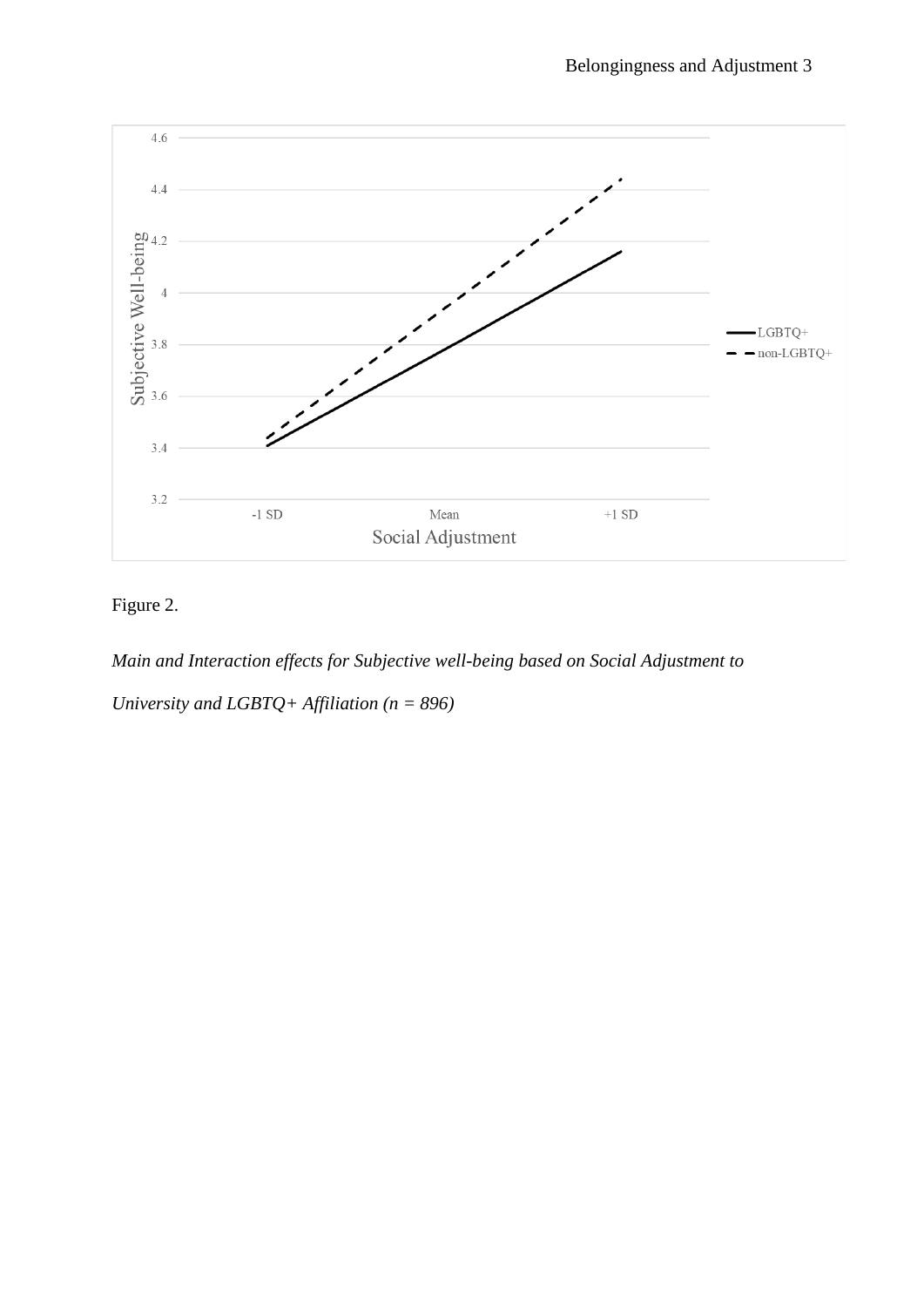4.6

4.4

4.2

4

3.8

3.6

3.4

3.2

Subjective Well-being

-1 SD

Mean

+1 SD

Social Adjustment

LGBTQ+

non-LGBTQ+

Figure 2.

*Main and Interaction effects for Subjective well-being based on Social Adjustment to University and LGBTQ+ Affiliation (n = 896)*